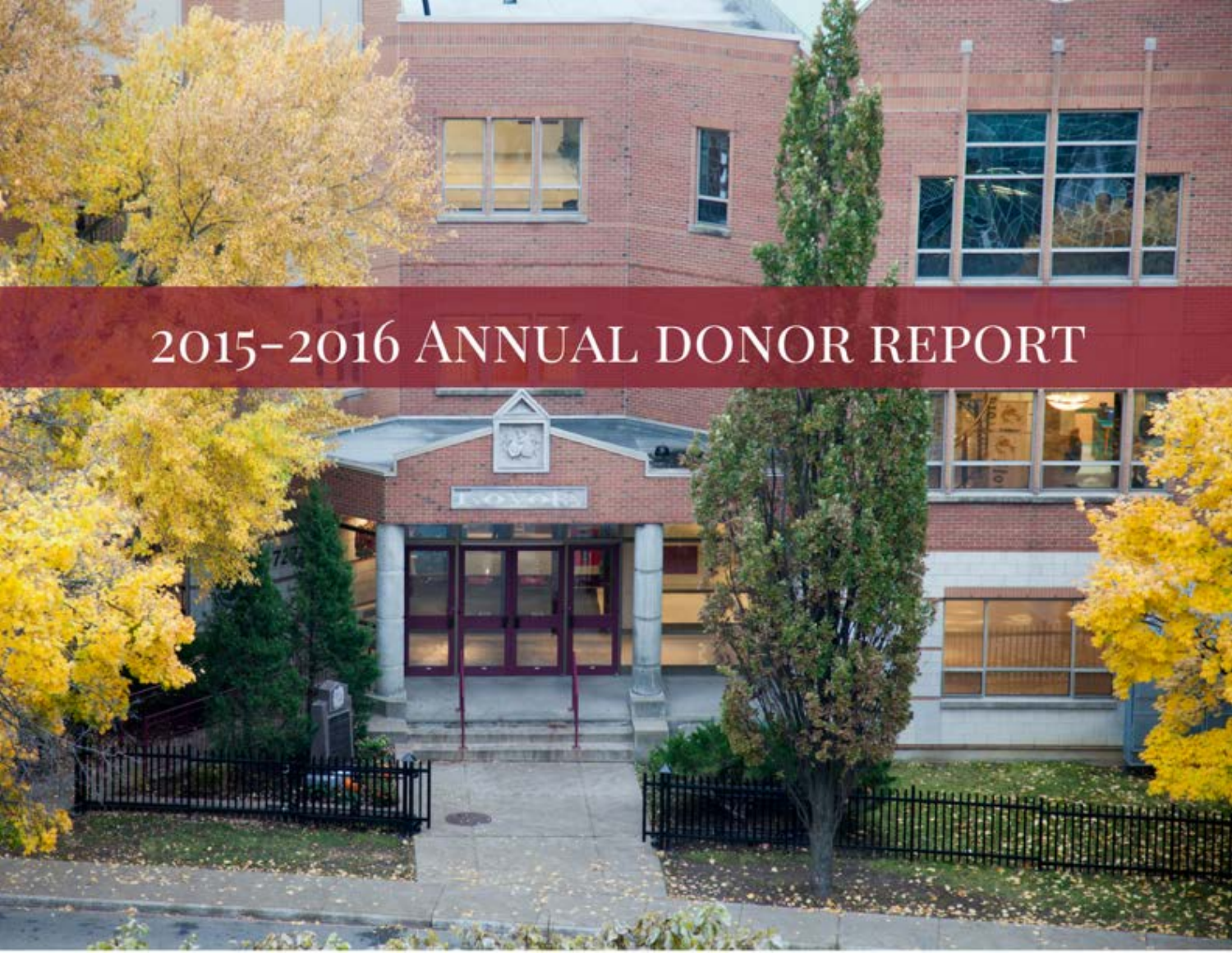# 2015-2016 ANNUAL DONOR REPORT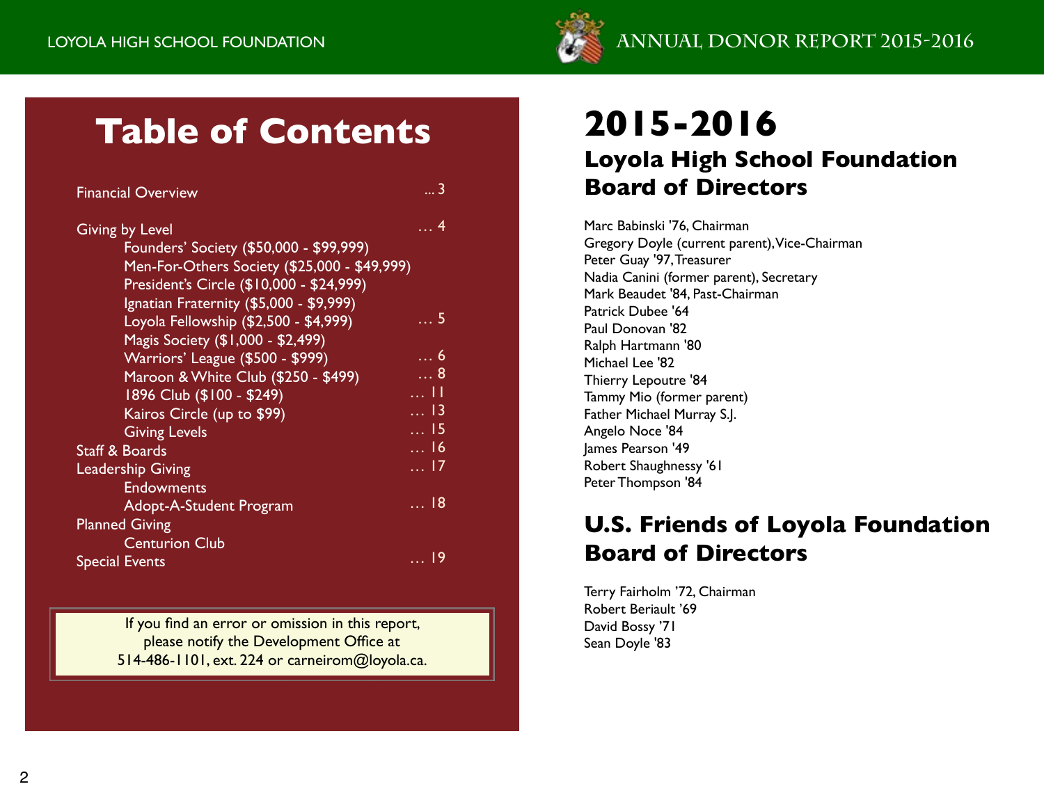# Table of Contents

| | |
|---|---|
| Financial Overview | ... 3 |
| Giving by Level | ... 4 |
| Founders' Society ($50,000 - $99,999) | |
| Men-For-Others Society ($25,000 - $49,999) | |
| President's Circle ($10,000 - $24,999) | |
| Ignatian Fraternity ($5,000 - $9,999) | |
| Loyola Fellowship ($2,500 - $4,999) | ... 5 |
| Magis Society ($1,000 - $2,499) | |
| Warriors' League ($500 - $999) | ... 6 |
| Maroon & White Club ($250 - $499) | ... 8 |
| 1896 Club ($100 - $249) | ... 11 |
| Kairos Circle (up to $99) | ... 13 |
| Giving Levels | ... 15 |
| Staff & Boards | ... 16 |
| Leadership Giving | ... 17 |
| Endowments | |
| Adopt-A-Student Program | ... 18 |
| Planned Giving | |
| Centurion Club | |
| Special Events | ... 19 |

If you find an error or omission in this report, please notify the Development Office at 514-486-1101, ext. 224 or carneirom@loyola.ca.

# 2015-2016

## Loyola High School Foundation Board of Directors

Marc Babinski '76, Chairman
Gregory Doyle (current parent), Vice-Chairman
Peter Guay '97, Treasurer
Nadia Canini (former parent), Secretary
Mark Beaudet '84, Past-Chairman
Patrick Dubee '64
Paul Donovan '82
Ralph Hartmann '80
Michael Lee '82
Thierry Lepoutre '84
Tammy Mio (former parent)
Father Michael Murray S.J.
Angelo Noce '84
James Pearson '49
Robert Shaughnessy '61
Peter Thompson '84

## U.S. Friends of Loyola Foundation Board of Directors

Terry Fairholm '72, Chairman
Robert Beriault '69
David Bossy '71
Sean Doyle '83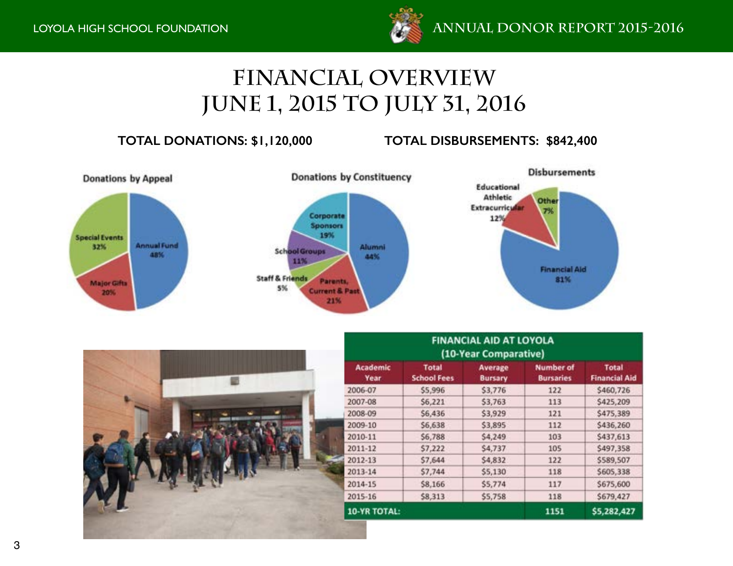# FINANCIAL OVERVIEW
# JUNE 1, 2015 TO JULY 31, 2016

**TOTAL DONATIONS: $1,120,000**

**TOTAL DISBURSEMENTS: $842,400**

### Donations by Appeal

- Annual Fund 48%
- Special Events 32%
- Major Gifts 20%

### Donations by Constituency

- Alumni 44%
- Parents, Current & Past 21%
- Corporate Sponsors 19%
- School Groups 11%
- Staff & Friends 5%

### Disbursements

- Financial Aid 81%
- Educational Athletic Extracurricular 12%
- Other 7%

| FINANCIAL AID AT LOYOLA (10-Year Comparative) | | | | |
|---|---|---|---|---|
| Academic Year | Total School Fees | Average Bursary | Number of Bursaries | Total Financial Aid |
| 2006-07 | $5,996 | $3,776 | 122 | $460,726 |
| 2007-08 | $6,221 | $3,763 | 113 | $425,209 |
| 2008-09 | $6,436 | $3,929 | 121 | $475,389 |
| 2009-10 | $6,638 | $3,895 | 112 | $436,260 |
| 2010-11 | $6,788 | $4,249 | 103 | $437,613 |
| 2011-12 | $7,222 | $4,737 | 105 | $497,358 |
| 2012-13 | $7,644 | $4,832 | 122 | $589,507 |
| 2013-14 | $7,744 | $5,130 | 118 | $605,338 |
| 2014-15 | $8,166 | $5,774 | 117 | $675,600 |
| 2015-16 | $8,313 | $5,758 | 118 | $679,427 |
| 10-YR TOTAL: | | | 1151 | $5,282,427 |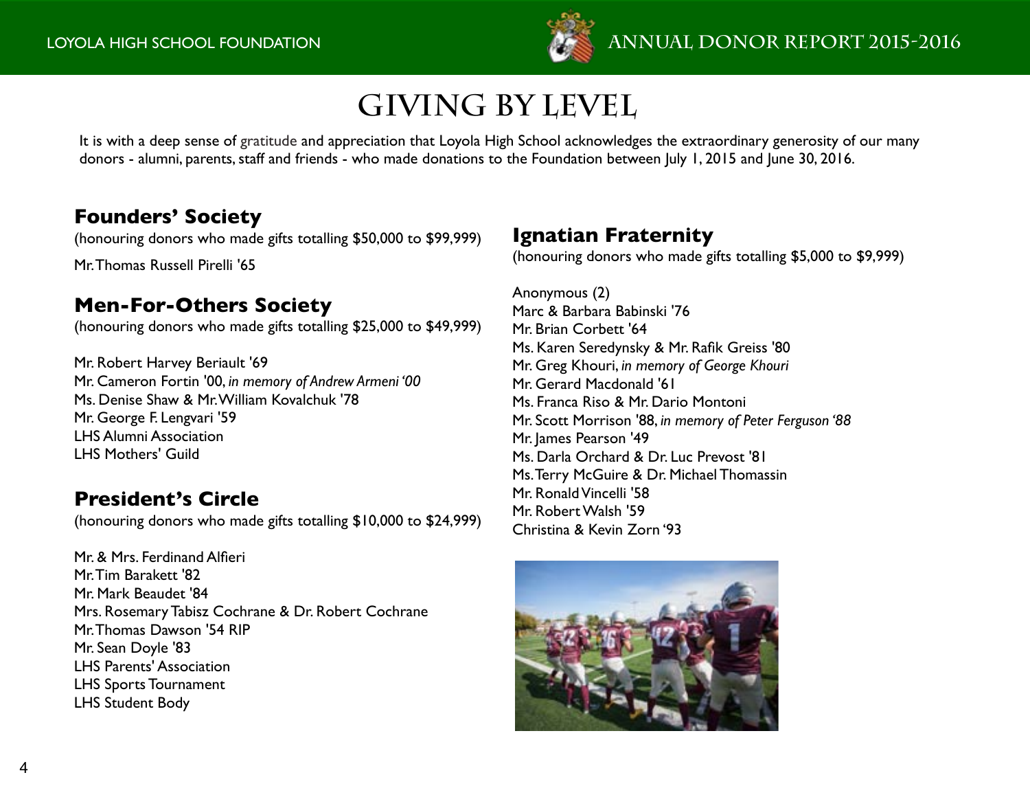# GIVING BY LEVEL

It is with a deep sense of gratitude and appreciation that Loyola High School acknowledges the extraordinary generosity of our many donors - alumni, parents, staff and friends - who made donations to the Foundation between July 1, 2015 and June 30, 2016.

## Founders' Society

(honouring donors who made gifts totalling $50,000 to $99,999)

Mr. Thomas Russell Pirelli '65

## Men-For-Others Society

(honouring donors who made gifts totalling $25,000 to $49,999)

Mr. Robert Harvey Beriault '69
Mr. Cameron Fortin '00, *in memory of Andrew Armeni '00*
Ms. Denise Shaw & Mr. William Kovalchuk '78
Mr. George F. Lengvari '59
LHS Alumni Association
LHS Mothers' Guild

## President's Circle

(honouring donors who made gifts totalling $10,000 to $24,999)

Mr. & Mrs. Ferdinand Alfieri
Mr. Tim Barakett '82
Mr. Mark Beaudet '84
Mrs. Rosemary Tabisz Cochrane & Dr. Robert Cochrane
Mr. Thomas Dawson '54 RIP
Mr. Sean Doyle '83
LHS Parents' Association
LHS Sports Tournament
LHS Student Body

## Ignatian Fraternity

(honouring donors who made gifts totalling $5,000 to $9,999)

Anonymous (2)
Marc & Barbara Babinski '76
Mr. Brian Corbett '64
Ms. Karen Seredynsky & Mr. Rafik Greiss '80
Mr. Greg Khouri, *in memory of George Khouri*
Mr. Gerard Macdonald '61
Ms. Franca Riso & Mr. Dario Montoni
Mr. Scott Morrison '88, *in memory of Peter Ferguson '88*
Mr. James Pearson '49
Ms. Darla Orchard & Dr. Luc Prevost '81
Ms. Terry McGuire & Dr. Michael Thomassin
Mr. Ronald Vincelli '58
Mr. Robert Walsh '59
Christina & Kevin Zorn '93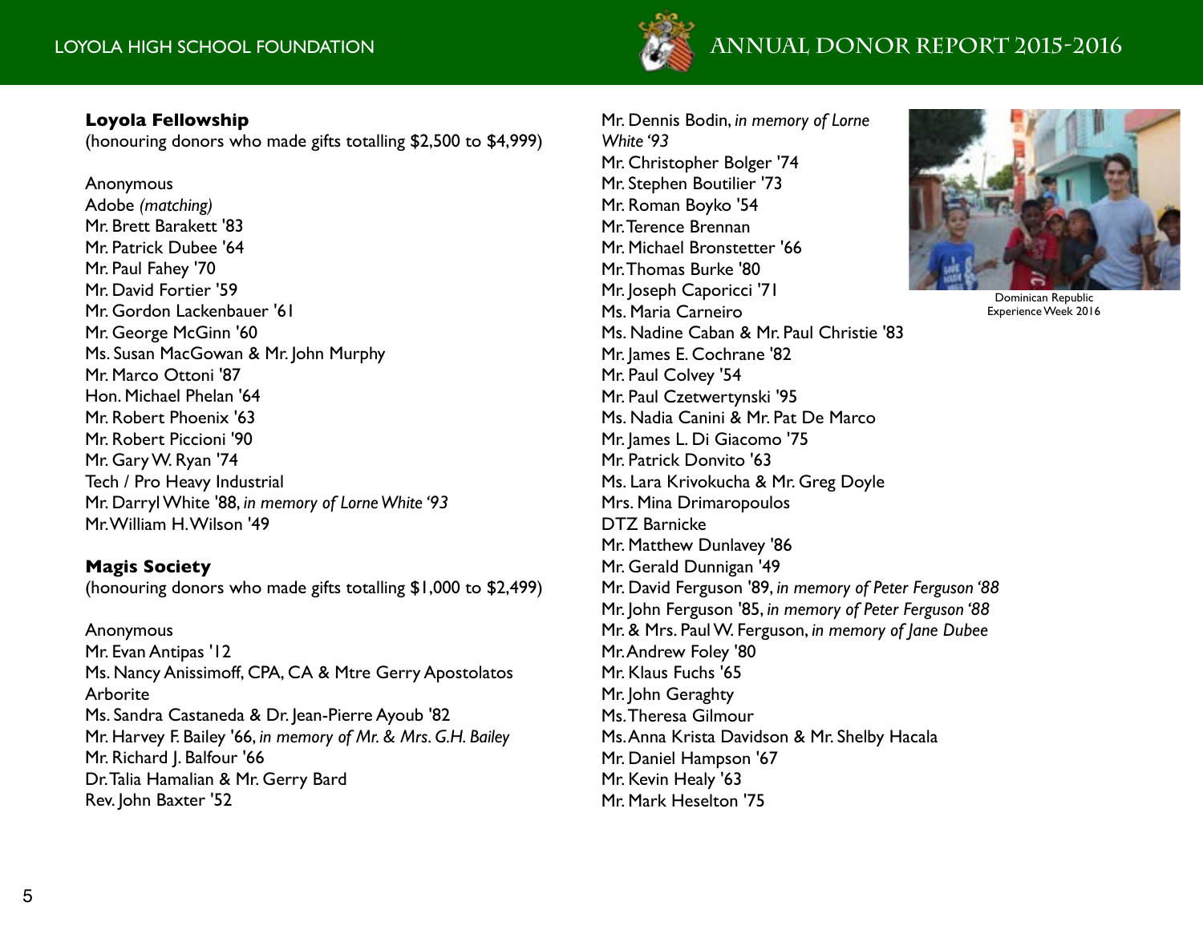**Loyola Fellowship**
(honouring donors who made gifts totalling $2,500 to $4,999)

Anonymous
Adobe *(matching)*
Mr. Brett Barakett '83
Mr. Patrick Dubee '64
Mr. Paul Fahey '70
Mr. David Fortier '59
Mr. Gordon Lackenbauer '61
Mr. George McGinn '60
Ms. Susan MacGowan & Mr. John Murphy
Mr. Marco Ottoni '87
Hon. Michael Phelan '64
Mr. Robert Phoenix '63
Mr. Robert Piccioni '90
Mr. Gary W. Ryan '74
Tech / Pro Heavy Industrial
Mr. Darryl White '88, *in memory of Lorne White '93*
Mr. William H. Wilson '49

**Magis Society**
(honouring donors who made gifts totalling $1,000 to $2,499)

Anonymous
Mr. Evan Antipas '12
Ms. Nancy Anissimoff, CPA, CA & Mtre Gerry Apostolatos
Arborite
Ms. Sandra Castaneda & Dr. Jean-Pierre Ayoub '82
Mr. Harvey F. Bailey '66, *in memory of Mr. & Mrs. G.H. Bailey*
Mr. Richard J. Balfour '66
Dr. Talia Hamalian & Mr. Gerry Bard
Rev. John Baxter '52
Mr. Dennis Bodin, *in memory of Lorne White '93*
Mr. Christopher Bolger '74
Mr. Stephen Boutilier '73
Mr. Roman Boyko '54
Mr. Terence Brennan
Mr. Michael Bronstetter '66
Mr. Thomas Burke '80
Mr. Joseph Caporicci '71
Ms. Maria Carneiro
Ms. Nadine Caban & Mr. Paul Christie '83
Mr. James E. Cochrane '82
Mr. Paul Colvey '54
Mr. Paul Czetwertynski '95
Ms. Nadia Canini & Mr. Pat De Marco
Mr. James L. Di Giacomo '75
Mr. Patrick Donvito '63
Ms. Lara Krivokucha & Mr. Greg Doyle
Mrs. Mina Drimaropoulos
DTZ Barnicke
Mr. Matthew Dunlavey '86
Mr. Gerald Dunnigan '49
Mr. David Ferguson '89, *in memory of Peter Ferguson '88*
Mr. John Ferguson '85, *in memory of Peter Ferguson '88*
Mr. & Mrs. Paul W. Ferguson, *in memory of Jane Dubee*
Mr. Andrew Foley '80
Mr. Klaus Fuchs '65
Mr. John Geraghty
Ms. Theresa Gilmour
Ms. Anna Krista Davidson & Mr. Shelby Hacala
Mr. Daniel Hampson '67
Mr. Kevin Healy '63
Mr. Mark Heselton '75

Dominican Republic Experience Week 2016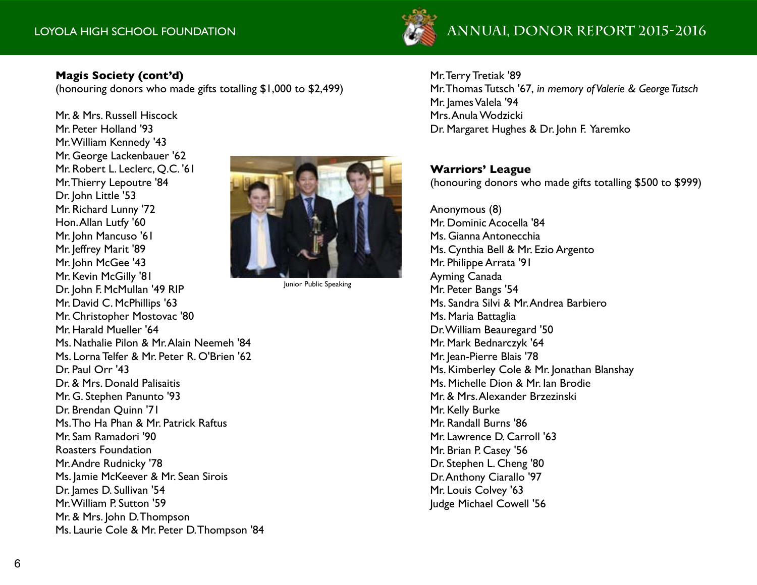**Magis Society (cont'd)**
(honouring donors who made gifts totalling $1,000 to $2,499)

Mr. & Mrs. Russell Hiscock
Mr. Peter Holland '93
Mr. William Kennedy '43
Mr. George Lackenbauer '62
Mr. Robert L. Leclerc, Q.C. '61
Mr. Thierry Lepoutre '84
Dr. John Little '53
Mr. Richard Lunny '72
Hon. Allan Lutfy '60
Mr. John Mancuso '61
Mr. Jeffrey Marit '89
Mr. John McGee '43
Mr. Kevin McGilly '81
Dr. John F. McMullan '49 RIP
Mr. David C. McPhillips '63
Mr. Christopher Mostovac '80
Mr. Harald Mueller '64
Ms. Nathalie Pilon & Mr. Alain Neemeh '84
Ms. Lorna Telfer & Mr. Peter R. O'Brien '62
Dr. Paul Orr '43
Dr. & Mrs. Donald Palisaitis
Mr. G. Stephen Panunto '93
Dr. Brendan Quinn '71
Ms. Tho Ha Phan & Mr. Patrick Raftus
Mr. Sam Ramadori '90
Roasters Foundation
Mr. Andre Rudnicky '78
Ms. Jamie McKeever & Mr. Sean Sirois
Dr. James D. Sullivan '54
Mr. William P. Sutton '59
Mr. & Mrs. John D. Thompson
Ms. Laurie Cole & Mr. Peter D. Thompson '84

Junior Public Speaking

Mr. Terry Tretiak '89
Mr. Thomas Tutsch '67, *in memory of Valerie & George Tutsch*
Mr. James Valela '94
Mrs. Anula Wodzicki
Dr. Margaret Hughes & Dr. John F. Yaremko

**Warriors' League**
(honouring donors who made gifts totalling $500 to $999)

Anonymous (8)
Mr. Dominic Acocella '84
Ms. Gianna Antonecchia
Ms. Cynthia Bell & Mr. Ezio Argento
Mr. Philippe Arrata '91
Ayming Canada
Mr. Peter Bangs '54
Ms. Sandra Silvi & Mr. Andrea Barbiero
Ms. Maria Battaglia
Dr. William Beauregard '50
Mr. Mark Bednarczyk '64
Mr. Jean-Pierre Blais '78
Ms. Kimberley Cole & Mr. Jonathan Blanshay
Ms. Michelle Dion & Mr. Ian Brodie
Mr. & Mrs. Alexander Brzezinski
Mr. Kelly Burke
Mr. Randall Burns '86
Mr. Lawrence D. Carroll '63
Mr. Brian P. Casey '56
Dr. Stephen L. Cheng '80
Dr. Anthony Ciarallo '97
Mr. Louis Colvey '63
Judge Michael Cowell '56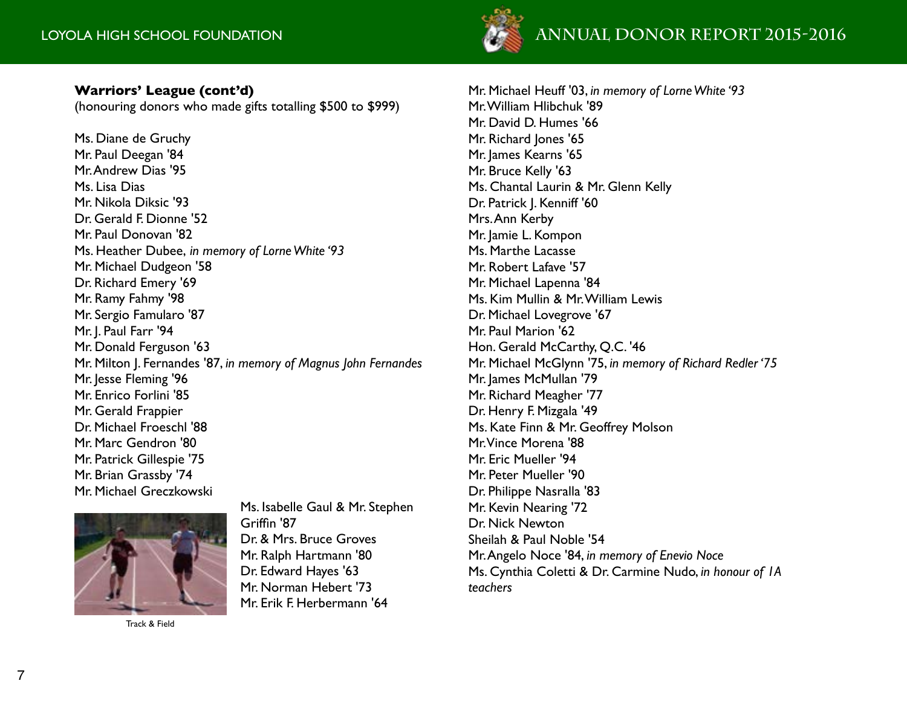**Warriors' League (cont'd)**
(honouring donors who made gifts totalling $500 to $999)

Ms. Diane de Gruchy
Mr. Paul Deegan '84
Mr. Andrew Dias '95
Ms. Lisa Dias
Mr. Nikola Diksic '93
Dr. Gerald F. Dionne '52
Mr. Paul Donovan '82
Ms. Heather Dubee, *in memory of Lorne White '93*
Mr. Michael Dudgeon '58
Dr. Richard Emery '69
Mr. Ramy Fahmy '98
Mr. Sergio Famularo '87
Mr. J. Paul Farr '94
Mr. Donald Ferguson '63
Mr. Milton J. Fernandes '87, *in memory of Magnus John Fernandes*
Mr. Jesse Fleming '96
Mr. Enrico Forlini '85
Mr. Gerald Frappier
Dr. Michael Froeschl '88
Mr. Marc Gendron '80
Mr. Patrick Gillespie '75
Mr. Brian Grassby '74
Mr. Michael Greczkowski
Ms. Isabelle Gaul & Mr. Stephen Griffin '87
Dr. & Mrs. Bruce Groves
Mr. Ralph Hartmann '80
Dr. Edward Hayes '63
Mr. Norman Hebert '73
Mr. Erik F. Herbermann '64

Track & Field

Mr. Michael Heuff '03, *in memory of Lorne White '93*
Mr. William Hlibchuk '89
Mr. David D. Humes '66
Mr. Richard Jones '65
Mr. James Kearns '65
Mr. Bruce Kelly '63
Ms. Chantal Laurin & Mr. Glenn Kelly
Dr. Patrick J. Kenniff '60
Mrs. Ann Kerby
Mr. Jamie L. Kompon
Ms. Marthe Lacasse
Mr. Robert Lafave '57
Mr. Michael Lapenna '84
Ms. Kim Mullin & Mr. William Lewis
Dr. Michael Lovegrove '67
Mr. Paul Marion '62
Hon. Gerald McCarthy, Q.C. '46
Mr. Michael McGlynn '75, *in memory of Richard Redler '75*
Mr. James McMullan '79
Mr. Richard Meagher '77
Dr. Henry F. Mizgala '49
Ms. Kate Finn & Mr. Geoffrey Molson
Mr. Vince Morena '88
Mr. Eric Mueller '94
Mr. Peter Mueller '90
Dr. Philippe Nasralla '83
Mr. Kevin Nearing '72
Dr. Nick Newton
Sheilah & Paul Noble '54
Mr. Angelo Noce '84, *in memory of Enevio Noce*
Ms. Cynthia Coletti & Dr. Carmine Nudo, *in honour of 1A teachers*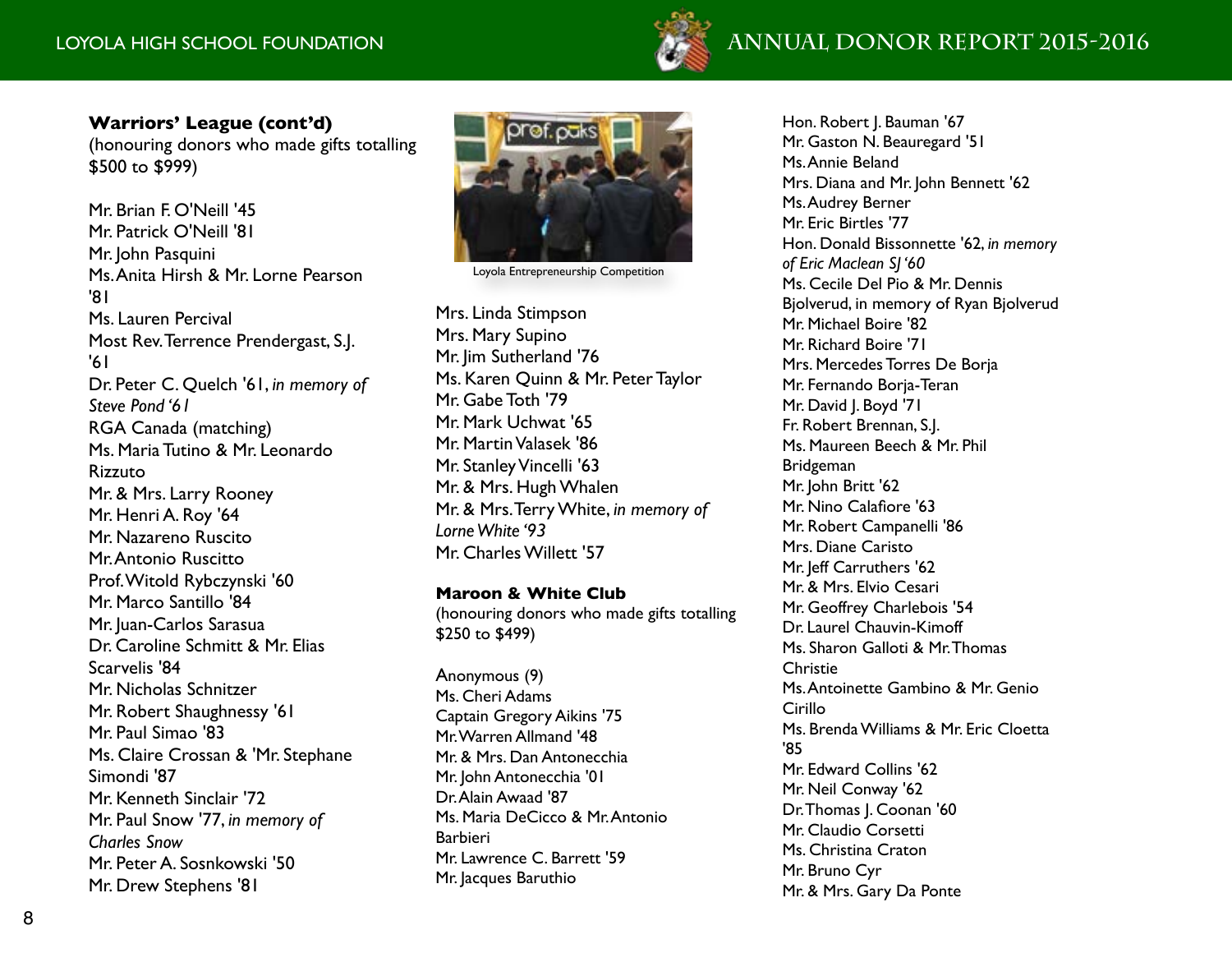**Warriors' League (cont'd)**
(honouring donors who made gifts totalling $500 to $999)

Mr. Brian F. O'Neill '45
Mr. Patrick O'Neill '81
Mr. John Pasquini
Ms. Anita Hirsh & Mr. Lorne Pearson '81
Ms. Lauren Percival
Most Rev. Terrence Prendergast, S.J. '61
Dr. Peter C. Quelch '61, *in memory of Steve Pond '61*
RGA Canada (matching)
Ms. Maria Tutino & Mr. Leonardo Rizzuto
Mr. & Mrs. Larry Rooney
Mr. Henri A. Roy '64
Mr. Nazareno Ruscito
Mr. Antonio Ruscitto
Prof. Witold Rybczynski '60
Mr. Marco Santillo '84
Mr. Juan-Carlos Sarasua
Dr. Caroline Schmitt & Mr. Elias Scarvelis '84
Mr. Nicholas Schnitzer
Mr. Robert Shaughnessy '61
Mr. Paul Simao '83
Ms. Claire Crossan & 'Mr. Stephane Simondi '87
Mr. Kenneth Sinclair '72
Mr. Paul Snow '77, *in memory of Charles Snow*
Mr. Peter A. Sosnkowski '50
Mr. Drew Stephens '81

Loyola Entrepreneurship Competition

Mrs. Linda Stimpson
Mrs. Mary Supino
Mr. Jim Sutherland '76
Ms. Karen Quinn & Mr. Peter Taylor
Mr. Gabe Toth '79
Mr. Mark Uchwat '65
Mr. Martin Valasek '86
Mr. Stanley Vincelli '63
Mr. & Mrs. Hugh Whalen
Mr. & Mrs. Terry White, *in memory of Lorne White '93*
Mr. Charles Willett '57

**Maroon & White Club**
(honouring donors who made gifts totalling $250 to $499)

Anonymous (9)
Ms. Cheri Adams
Captain Gregory Aikins '75
Mr. Warren Allmand '48
Mr. & Mrs. Dan Antonecchia
Mr. John Antonecchia '01
Dr. Alain Awaad '87
Ms. Maria DeCicco & Mr. Antonio Barbieri
Mr. Lawrence C. Barrett '59
Mr. Jacques Baruthio
Hon. Robert J. Bauman '67
Mr. Gaston N. Beauregard '51
Ms. Annie Beland
Mrs. Diana and Mr. John Bennett '62
Ms. Audrey Berner
Mr. Eric Birtles '77
Hon. Donald Bissonnette '62, *in memory of Eric Maclean SJ '60*
Ms. Cecile Del Pio & Mr. Dennis Bjolverud, in memory of Ryan Bjolverud
Mr. Michael Boire '82
Mr. Richard Boire '71
Mrs. Mercedes Torres De Borja
Mr. Fernando Borja-Teran
Mr. David J. Boyd '71
Fr. Robert Brennan, S.J.
Ms. Maureen Beech & Mr. Phil Bridgeman
Mr. John Britt '62
Mr. Nino Calafiore '63
Mr. Robert Campanelli '86
Mrs. Diane Caristo
Mr. Jeff Carruthers '62
Mr. & Mrs. Elvio Cesari
Mr. Geoffrey Charlebois '54
Dr. Laurel Chauvin-Kimoff
Ms. Sharon Galloti & Mr. Thomas Christie
Ms. Antoinette Gambino & Mr. Genio Cirillo
Ms. Brenda Williams & Mr. Eric Cloetta '85
Mr. Edward Collins '62
Mr. Neil Conway '62
Dr. Thomas J. Coonan '60
Mr. Claudio Corsetti
Ms. Christina Craton
Mr. Bruno Cyr
Mr. & Mrs. Gary Da Ponte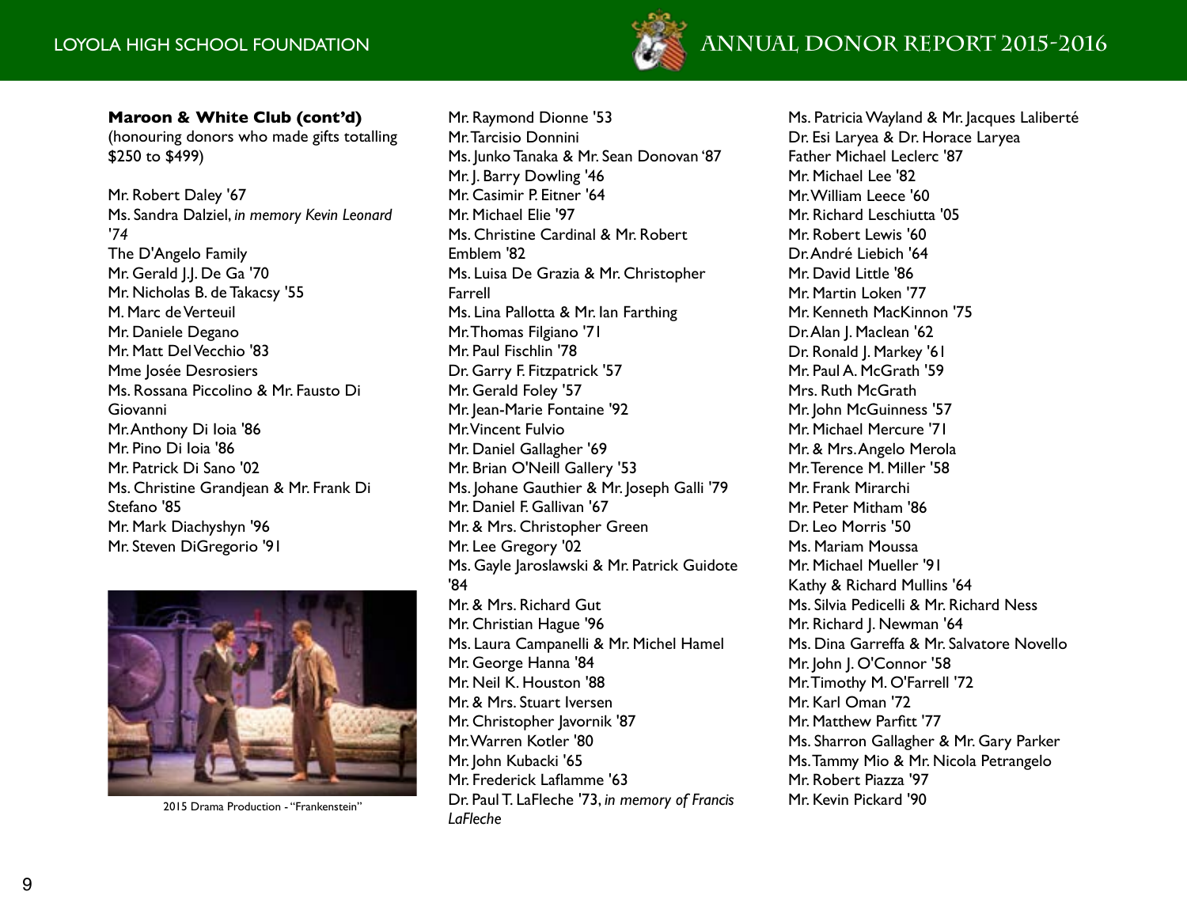**Maroon & White Club (cont'd)**
(honouring donors who made gifts totalling $250 to $499)

Mr. Robert Daley '67
Ms. Sandra Dalziel, *in memory Kevin Leonard '74*
The D'Angelo Family
Mr. Gerald J.J. De Ga '70
Mr. Nicholas B. de Takacsy '55
M. Marc de Verteuil
Mr. Daniele Degano
Mr. Matt Del Vecchio '83
Mme Josée Desrosiers
Ms. Rossana Piccolino & Mr. Fausto Di Giovanni
Mr. Anthony Di Ioia '86
Mr. Pino Di Ioia '86
Mr. Patrick Di Sano '02
Ms. Christine Grandjean & Mr. Frank Di Stefano '85
Mr. Mark Diachyshyn '96
Mr. Steven DiGregorio '91

2015 Drama Production - "Frankenstein"

Mr. Raymond Dionne '53
Mr. Tarcisio Donnini
Ms. Junko Tanaka & Mr. Sean Donovan '87
Mr. J. Barry Dowling '46
Mr. Casimir P. Eitner '64
Mr. Michael Elie '97
Ms. Christine Cardinal & Mr. Robert Emblem '82
Ms. Luisa De Grazia & Mr. Christopher Farrell
Ms. Lina Pallotta & Mr. Ian Farthing
Mr. Thomas Filgiano '71
Mr. Paul Fischlin '78
Dr. Garry F. Fitzpatrick '57
Mr. Gerald Foley '57
Mr. Jean-Marie Fontaine '92
Mr. Vincent Fulvio
Mr. Daniel Gallagher '69
Mr. Brian O'Neill Gallery '53
Ms. Johane Gauthier & Mr. Joseph Galli '79
Mr. Daniel F. Gallivan '67
Mr. & Mrs. Christopher Green
Mr. Lee Gregory '02
Ms. Gayle Jaroslawski & Mr. Patrick Guidote '84
Mr. & Mrs. Richard Gut
Mr. Christian Hague '96
Ms. Laura Campanelli & Mr. Michel Hamel
Mr. George Hanna '84
Mr. Neil K. Houston '88
Mr. & Mrs. Stuart Iversen
Mr. Christopher Javornik '87
Mr. Warren Kotler '80
Mr. John Kubacki '65
Mr. Frederick Laflamme '63
Dr. Paul T. LaFleche '73, *in memory of Francis LaFleche*

Ms. Patricia Wayland & Mr. Jacques Laliberté
Dr. Esi Laryea & Dr. Horace Laryea
Father Michael Leclerc '87
Mr. Michael Lee '82
Mr. William Leece '60
Mr. Richard Leschiutta '05
Mr. Robert Lewis '60
Dr. André Liebich '64
Mr. David Little '86
Mr. Martin Loken '77
Mr. Kenneth MacKinnon '75
Dr. Alan J. Maclean '62
Dr. Ronald J. Markey '61
Mr. Paul A. McGrath '59
Mrs. Ruth McGrath
Mr. John McGuinness '57
Mr. Michael Mercure '71
Mr. & Mrs. Angelo Merola
Mr. Terence M. Miller '58
Mr. Frank Mirarchi
Mr. Peter Mitham '86
Dr. Leo Morris '50
Ms. Mariam Moussa
Mr. Michael Mueller '91
Kathy & Richard Mullins '64
Ms. Silvia Pedicelli & Mr. Richard Ness
Mr. Richard J. Newman '64
Ms. Dina Garreffa & Mr. Salvatore Novello
Mr. John J. O'Connor '58
Mr. Timothy M. O'Farrell '72
Mr. Karl Oman '72
Mr. Matthew Parfitt '77
Ms. Sharron Gallagher & Mr. Gary Parker
Ms. Tammy Mio & Mr. Nicola Petrangelo
Mr. Robert Piazza '97
Mr. Kevin Pickard '90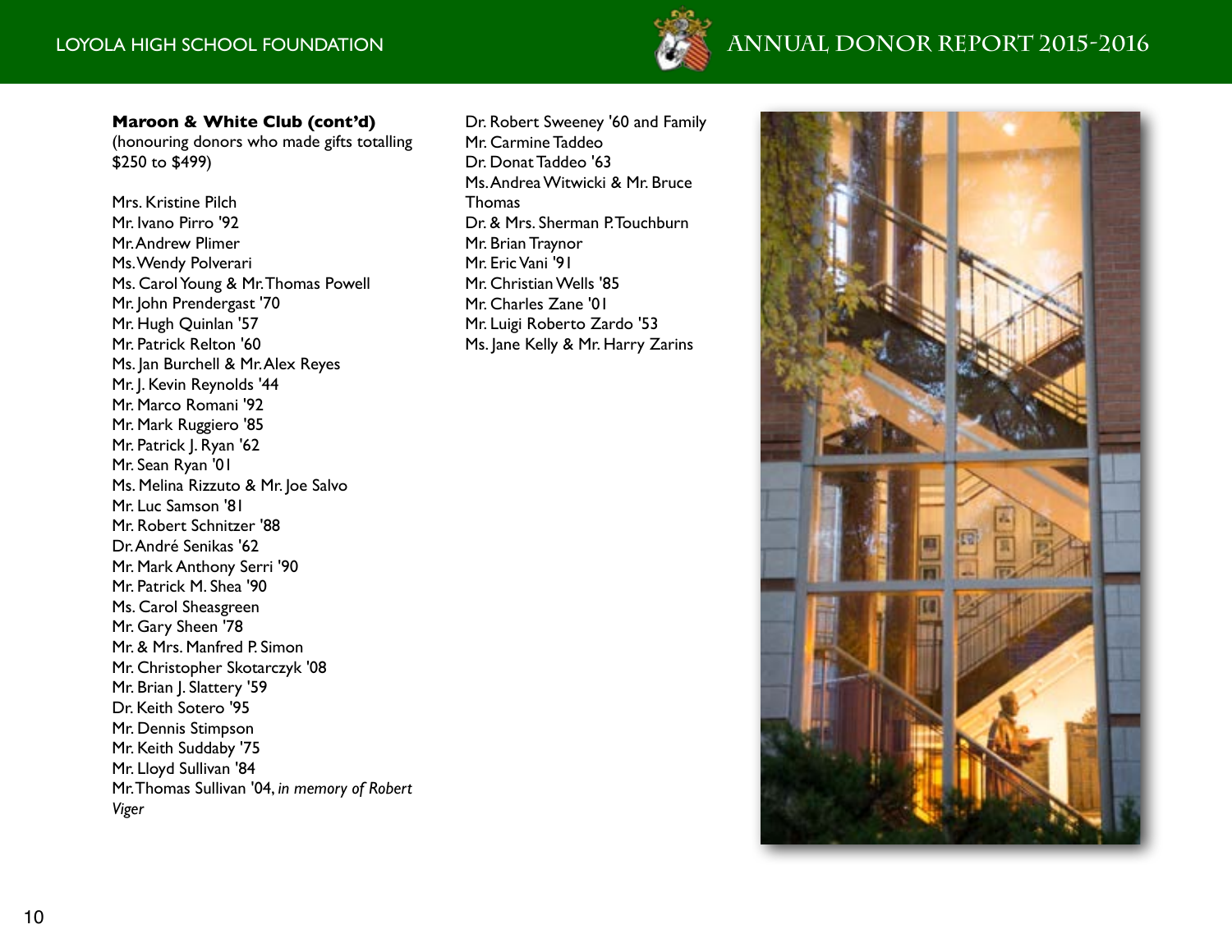**Maroon & White Club (cont'd)**
(honouring donors who made gifts totalling $250 to $499)

Mrs. Kristine Pilch
Mr. Ivano Pirro '92
Mr. Andrew Plimer
Ms. Wendy Polverari
Ms. Carol Young & Mr. Thomas Powell
Mr. John Prendergast '70
Mr. Hugh Quinlan '57
Mr. Patrick Relton '60
Ms. Jan Burchell & Mr. Alex Reyes
Mr. J. Kevin Reynolds '44
Mr. Marco Romani '92
Mr. Mark Ruggiero '85
Mr. Patrick J. Ryan '62
Mr. Sean Ryan '01
Ms. Melina Rizzuto & Mr. Joe Salvo
Mr. Luc Samson '81
Mr. Robert Schnitzer '88
Dr. André Senikas '62
Mr. Mark Anthony Serri '90
Mr. Patrick M. Shea '90
Ms. Carol Sheasgreen
Mr. Gary Sheen '78
Mr. & Mrs. Manfred P. Simon
Mr. Christopher Skotarczyk '08
Mr. Brian J. Slattery '59
Dr. Keith Sotero '95
Mr. Dennis Stimpson
Mr. Keith Suddaby '75
Mr. Lloyd Sullivan '84
Mr. Thomas Sullivan '04, *in memory of Robert Viger*
Dr. Robert Sweeney '60 and Family
Mr. Carmine Taddeo
Dr. Donat Taddeo '63
Ms. Andrea Witwicki & Mr. Bruce Thomas
Dr. & Mrs. Sherman P. Touchburn
Mr. Brian Traynor
Mr. Eric Vani '91
Mr. Christian Wells '85
Mr. Charles Zane '01
Mr. Luigi Roberto Zardo '53
Ms. Jane Kelly & Mr. Harry Zarins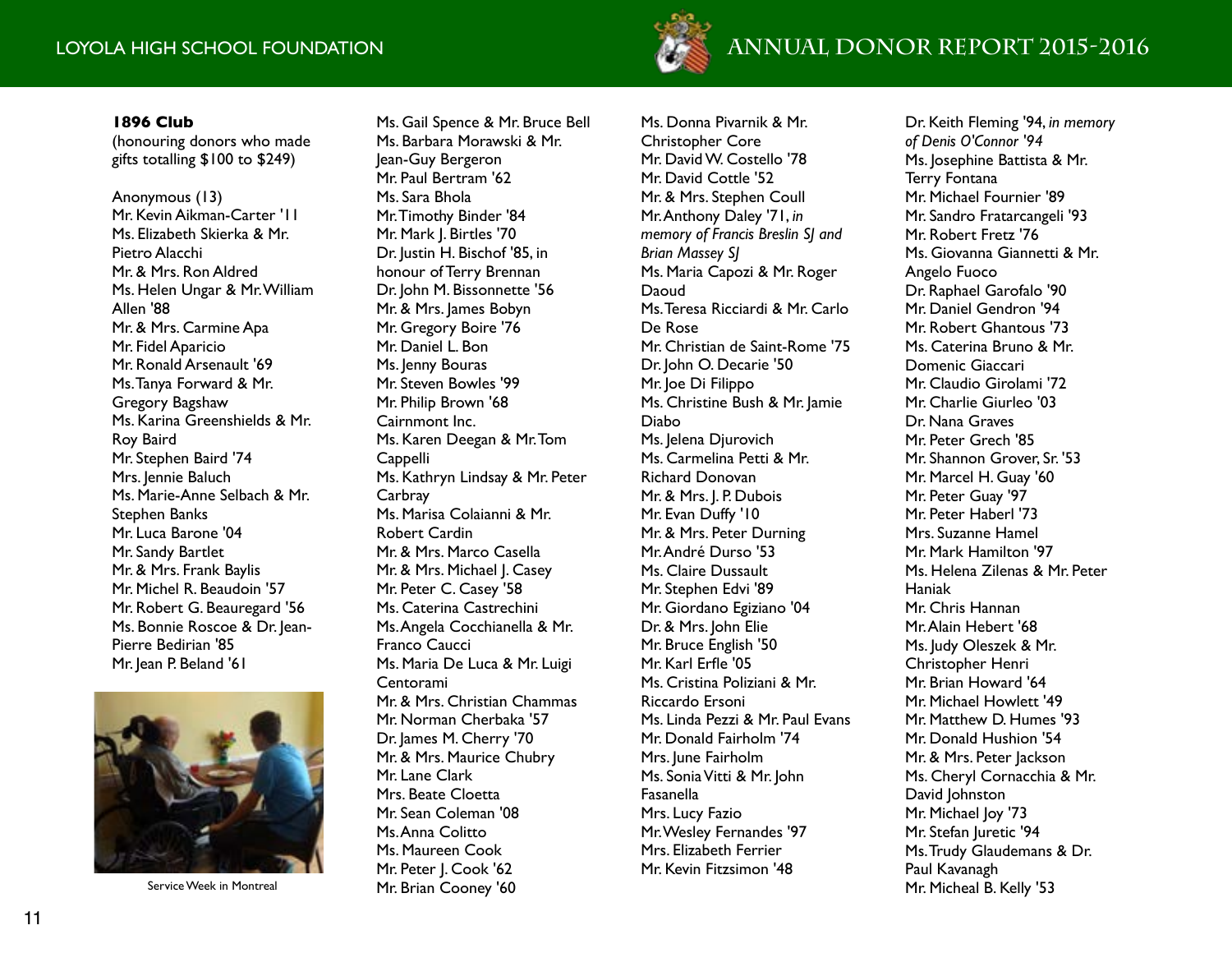**1896 Club**
(honouring donors who made gifts totalling $100 to $249)

Anonymous (13)
Mr. Kevin Aikman-Carter '11
Ms. Elizabeth Skierka & Mr. Pietro Alacchi
Mr. & Mrs. Ron Aldred
Ms. Helen Ungar & Mr. William Allen '88
Mr. & Mrs. Carmine Apa
Mr. Fidel Aparicio
Mr. Ronald Arsenault '69
Ms. Tanya Forward & Mr. Gregory Bagshaw
Ms. Karina Greenshields & Mr. Roy Baird
Mr. Stephen Baird '74
Mrs. Jennie Baluch
Ms. Marie-Anne Selbach & Mr. Stephen Banks
Mr. Luca Barone '04
Mr. Sandy Bartlet
Mr. & Mrs. Frank Baylis
Mr. Michel R. Beaudoin '57
Mr. Robert G. Beauregard '56
Ms. Bonnie Roscoe & Dr. Jean-Pierre Bedirian '85
Mr. Jean P. Beland '61

Service Week in Montreal

Ms. Gail Spence & Mr. Bruce Bell
Ms. Barbara Morawski & Mr. Jean-Guy Bergeron
Mr. Paul Bertram '62
Ms. Sara Bhola
Mr. Timothy Binder '84
Mr. Mark J. Birtles '70
Dr. Justin H. Bischof '85, in honour of Terry Brennan
Dr. John M. Bissonnette '56
Mr. & Mrs. James Bobyn
Mr. Gregory Boire '76
Mr. Daniel L. Bon
Ms. Jenny Bouras
Mr. Steven Bowles '99
Mr. Philip Brown '68
Cairnmont Inc.
Ms. Karen Deegan & Mr. Tom Cappelli
Ms. Kathryn Lindsay & Mr. Peter Carbray
Ms. Marisa Colaianni & Mr. Robert Cardin
Mr. & Mrs. Marco Casella
Mr. & Mrs. Michael J. Casey
Mr. Peter C. Casey '58
Ms. Caterina Castrechini
Ms. Angela Cocchianella & Mr. Franco Caucci
Ms. Maria De Luca & Mr. Luigi Centorami
Mr. & Mrs. Christian Chammas
Mr. Norman Cherbaka '57
Dr. James M. Cherry '70
Mr. & Mrs. Maurice Chubry
Mr. Lane Clark
Mrs. Beate Cloetta
Mr. Sean Coleman '08
Ms. Anna Colitto
Ms. Maureen Cook
Mr. Peter J. Cook '62
Mr. Brian Cooney '60

Ms. Donna Pivarnik & Mr. Christopher Core
Mr. David W. Costello '78
Mr. David Cottle '52
Mr. & Mrs. Stephen Coull
Mr. Anthony Daley '71, *in memory of Francis Breslin SJ and Brian Massey SJ*
Ms. Maria Capozi & Mr. Roger Daoud
Ms. Teresa Ricciardi & Mr. Carlo De Rose
Mr. Christian de Saint-Rome '75
Dr. John O. Decarie '50
Mr. Joe Di Filippo
Ms. Christine Bush & Mr. Jamie Diabo
Ms. Jelena Djurovich
Ms. Carmelina Petti & Mr. Richard Donovan
Mr. & Mrs. J. P. Dubois
Mr. Evan Duffy '10
Mr. & Mrs. Peter Durning
Mr. André Durso '53
Ms. Claire Dussault
Mr. Stephen Edvi '89
Mr. Giordano Egiziano '04
Dr. & Mrs. John Elie
Mr. Bruce English '50
Mr. Karl Erfle '05
Ms. Cristina Poliziani & Mr. Riccardo Ersoni
Ms. Linda Pezzi & Mr. Paul Evans
Mr. Donald Fairholm '74
Mrs. June Fairholm
Ms. Sonia Vitti & Mr. John Fasanella
Mrs. Lucy Fazio
Mr. Wesley Fernandes '97
Mrs. Elizabeth Ferrier
Mr. Kevin Fitzsimon '48

Dr. Keith Fleming '94, *in memory of Denis O'Connor '94*
Ms. Josephine Battista & Mr. Terry Fontana
Mr. Michael Fournier '89
Mr. Sandro Fratarcangeli '93
Mr. Robert Fretz '76
Ms. Giovanna Giannetti & Mr. Angelo Fuoco
Dr. Raphael Garofalo '90
Mr. Daniel Gendron '94
Mr. Robert Ghantous '73
Ms. Caterina Bruno & Mr. Domenic Giaccari
Mr. Claudio Girolami '72
Mr. Charlie Giurleo '03
Dr. Nana Graves
Mr. Peter Grech '85
Mr. Shannon Grover, Sr. '53
Mr. Marcel H. Guay '60
Mr. Peter Guay '97
Mr. Peter Haberl '73
Mrs. Suzanne Hamel
Mr. Mark Hamilton '97
Ms. Helena Zilenas & Mr. Peter Haniak
Mr. Chris Hannan
Mr. Alain Hebert '68
Ms. Judy Oleszek & Mr. Christopher Henri
Mr. Brian Howard '64
Mr. Michael Howlett '49
Mr. Matthew D. Humes '93
Mr. Donald Hushion '54
Mr. & Mrs. Peter Jackson
Ms. Cheryl Cornacchia & Mr. David Johnston
Mr. Michael Joy '73
Mr. Stefan Juretic '94
Ms. Trudy Glaudemans & Dr. Paul Kavanagh
Mr. Micheal B. Kelly '53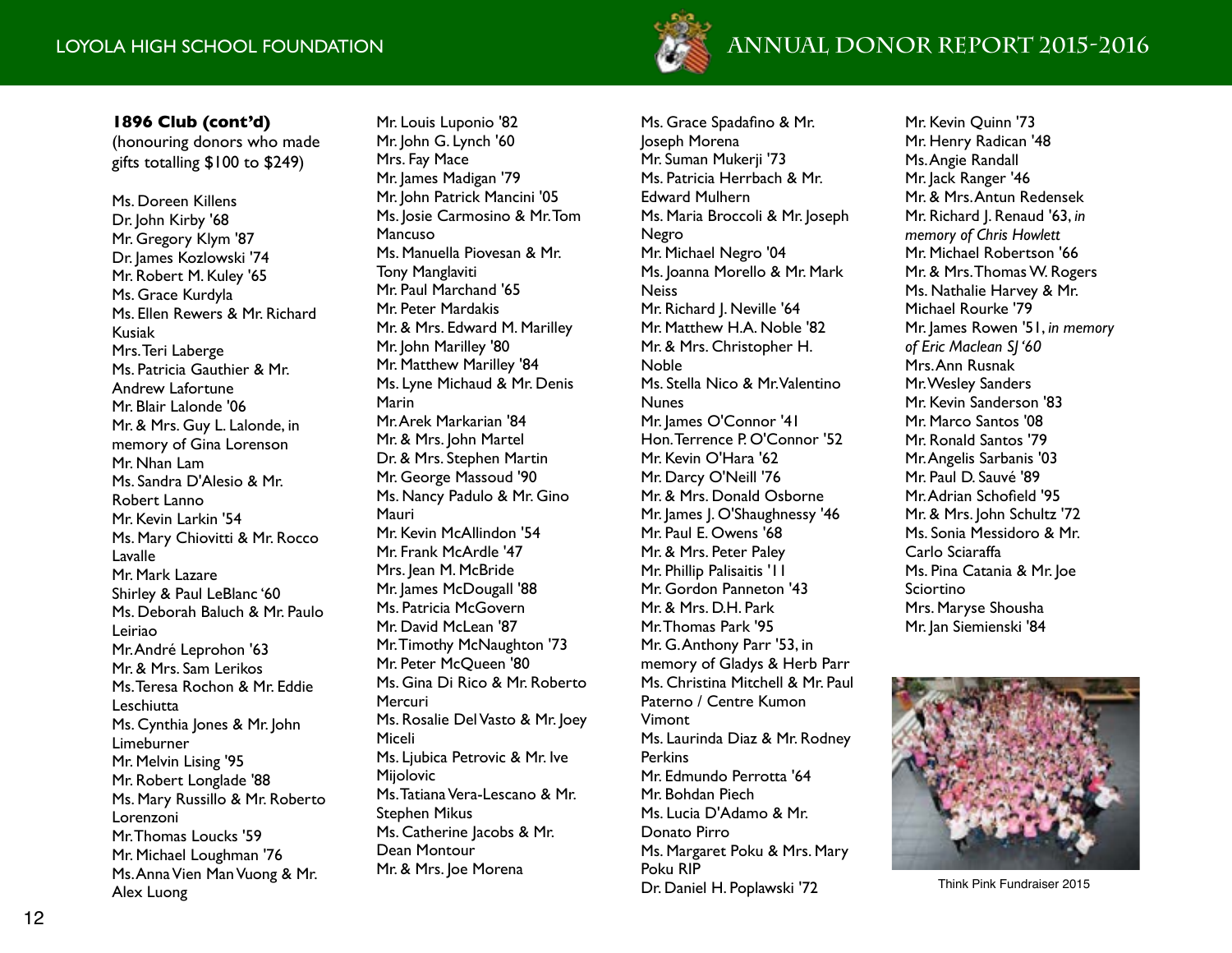**1896 Club (cont'd)**
(honouring donors who made gifts totalling $100 to $249)

Ms. Doreen Killens
Dr. John Kirby '68
Mr. Gregory Klym '87
Dr. James Kozlowski '74
Mr. Robert M. Kuley '65
Ms. Grace Kurdyla
Ms. Ellen Rewers & Mr. Richard Kusiak
Mrs. Teri Laberge
Ms. Patricia Gauthier & Mr. Andrew Lafortune
Mr. Blair Lalonde '06
Mr. & Mrs. Guy L. Lalonde, in memory of Gina Lorenson
Mr. Nhan Lam
Ms. Sandra D'Alesio & Mr. Robert Lanno
Mr. Kevin Larkin '54
Ms. Mary Chiovitti & Mr. Rocco Lavalle
Mr. Mark Lazare
Shirley & Paul LeBlanc '60
Ms. Deborah Baluch & Mr. Paulo Leiriao
Mr. André Leprohon '63
Mr. & Mrs. Sam Lerikos
Ms. Teresa Rochon & Mr. Eddie Leschiutta
Ms. Cynthia Jones & Mr. John Limeburner
Mr. Melvin Lising '95
Mr. Robert Longlade '88
Ms. Mary Russillo & Mr. Roberto Lorenzoni
Mr. Thomas Loucks '59
Mr. Michael Loughman '76
Ms. Anna Vien Man Vuong & Mr. Alex Luong
Mr. Louis Luponio '82
Mr. John G. Lynch '60
Mrs. Fay Mace
Mr. James Madigan '79
Mr. John Patrick Mancini '05
Ms. Josie Carmosino & Mr. Tom Mancuso
Ms. Manuella Piovesan & Mr. Tony Manglaviti
Mr. Paul Marchand '65
Mr. Peter Mardakis
Mr. & Mrs. Edward M. Marilley
Mr. John Marilley '80
Mr. Matthew Marilley '84
Ms. Lyne Michaud & Mr. Denis Marin
Mr. Arek Markarian '84
Mr. & Mrs. John Martel
Dr. & Mrs. Stephen Martin
Mr. George Massoud '90
Ms. Nancy Padulo & Mr. Gino Mauri
Mr. Kevin McAllindon '54
Mr. Frank McArdle '47
Mrs. Jean M. McBride
Mr. James McDougall '88
Ms. Patricia McGovern
Mr. David McLean '87
Mr. Timothy McNaughton '73
Mr. Peter McQueen '80
Ms. Gina Di Rico & Mr. Roberto Mercuri
Ms. Rosalie Del Vasto & Mr. Joey Miceli
Ms. Ljubica Petrovic & Mr. Ive Mijolovic
Ms. Tatiana Vera-Lescano & Mr. Stephen Mikus
Ms. Catherine Jacobs & Mr. Dean Montour
Mr. & Mrs. Joe Morena
Ms. Grace Spadafino & Mr. Joseph Morena
Mr. Suman Mukerji '73
Ms. Patricia Herrbach & Mr. Edward Mulhern
Ms. Maria Broccoli & Mr. Joseph Negro
Mr. Michael Negro '04
Ms. Joanna Morello & Mr. Mark Neiss
Mr. Richard J. Neville '64
Mr. Matthew H.A. Noble '82
Mr. & Mrs. Christopher H. Noble
Ms. Stella Nico & Mr. Valentino Nunes
Mr. James O'Connor '41
Hon. Terrence P. O'Connor '52
Mr. Kevin O'Hara '62
Mr. Darcy O'Neill '76
Mr. & Mrs. Donald Osborne
Mr. James J. O'Shaughnessy '46
Mr. Paul E. Owens '68
Mr. & Mrs. Peter Paley
Mr. Phillip Palisaitis '11
Mr. Gordon Panneton '43
Mr. & Mrs. D.H. Park
Mr. Thomas Park '95
Mr. G. Anthony Parr '53, in memory of Gladys & Herb Parr
Ms. Christina Mitchell & Mr. Paul Paterno / Centre Kumon Vimont
Ms. Laurinda Diaz & Mr. Rodney Perkins
Mr. Edmundo Perrotta '64
Mr. Bohdan Piech
Ms. Lucia D'Adamo & Mr. Donato Pirro
Ms. Margaret Poku & Mrs. Mary Poku RIP
Dr. Daniel H. Poplawski '72
Mr. Kevin Quinn '73
Mr. Henry Radican '48
Ms. Angie Randall
Mr. Jack Ranger '46
Mr. & Mrs. Antun Redensek
Mr. Richard J. Renaud '63, *in memory of Chris Howlett*
Mr. Michael Robertson '66
Mr. & Mrs. Thomas W. Rogers
Ms. Nathalie Harvey & Mr. Michael Rourke '79
Mr. James Rowen '51, *in memory of Eric Maclean SJ '60*
Mrs. Ann Rusnak
Mr. Wesley Sanders
Mr. Kevin Sanderson '83
Mr. Marco Santos '08
Mr. Ronald Santos '79
Mr. Angelis Sarbanis '03
Mr. Paul D. Sauvé '89
Mr. Adrian Schofield '95
Mr. & Mrs. John Schultz '72
Ms. Sonia Messidoro & Mr. Carlo Sciaraffa
Ms. Pina Catania & Mr. Joe Sciortino
Mrs. Maryse Shousha
Mr. Jan Siemienski '84

Think Pink Fundraiser 2015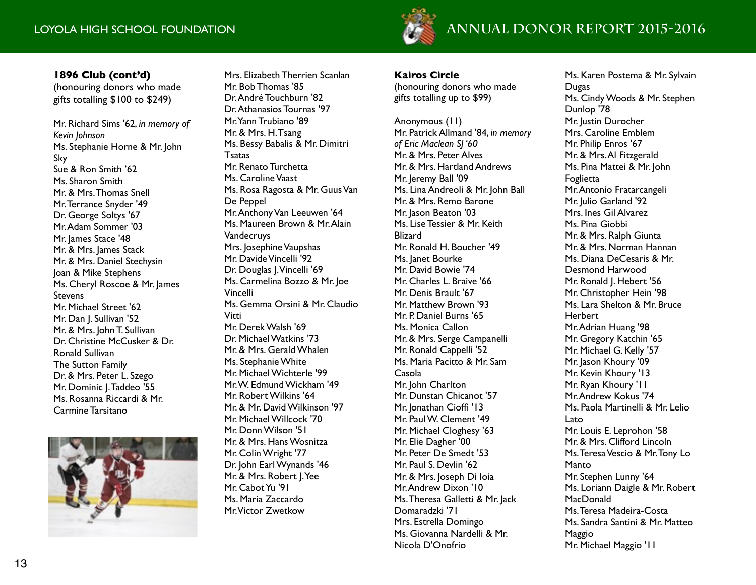**1896 Club (cont'd)**
(honouring donors who made gifts totalling $100 to $249)

Mr. Richard Sims '62, *in memory of Kevin Johnson*
Ms. Stephanie Horne & Mr. John Sky
Sue & Ron Smith '62
Ms. Sharon Smith
Mr. & Mrs. Thomas Snell
Mr. Terrance Snyder '49
Dr. George Soltys '67
Mr. Adam Sommer '03
Mr. James Stace '48
Mr. & Mrs. James Stack
Mr. & Mrs. Daniel Stechysin
Joan & Mike Stephens
Ms. Cheryl Roscoe & Mr. James Stevens
Mr. Michael Street '62
Mr. Dan J. Sullivan '52
Mr. & Mrs. John T. Sullivan
Dr. Christine McCusker & Dr. Ronald Sullivan
The Sutton Family
Dr. & Mrs. Peter L. Szego
Mr. Dominic J. Taddeo '55
Ms. Rosanna Riccardi & Mr. Carmine Tarsitano
Mrs. Elizabeth Therrien Scanlan
Mr. Bob Thomas '85
Dr. André Touchburn '82
Dr. Athanasios Tournas '97
Mr. Yann Trubiano '89
Mr. & Mrs. H. Tsang
Ms. Bessy Babalis & Mr. Dimitri Tsatas
Mr. Renato Turchetta
Ms. Caroline Vaast
Ms. Rosa Ragosta & Mr. Guus Van De Peppel
Mr. Anthony Van Leeuwen '64
Ms. Maureen Brown & Mr. Alain Vandecruys
Mrs. Josephine Vaupshas
Mr. Davide Vincelli '92
Dr. Douglas J. Vincelli '69
Ms. Carmelina Bozzo & Mr. Joe Vincelli
Ms. Gemma Orsini & Mr. Claudio Vitti
Mr. Derek Walsh '69
Dr. Michael Watkins '73
Mr. & Mrs. Gerald Whalen
Ms. Stephanie White
Mr. Michael Wichterle '99
Mr. W. Edmund Wickham '49
Mr. Robert Wilkins '64
Mr. & Mr. David Wilkinson '97
Mr. Michael Willcock '70
Mr. Donn Wilson '51
Mr. & Mrs. Hans Wosnitza
Mr. Colin Wright '77
Dr. John Earl Wynands '46
Mr. & Mrs. Robert J. Yee
Mr. Cabot Yu '91
Ms. Maria Zaccardo
Mr. Victor Zwetkow

**Kairos Circle**
(honouring donors who made gifts totalling up to $99)

Anonymous (11)
Mr. Patrick Allmand '84, *in memory of Eric Maclean SJ '60*
Mr. & Mrs. Peter Alves
Mr. & Mrs. Hartland Andrews
Mr. Jeremy Ball '09
Ms. Lina Andreoli & Mr. John Ball
Mr. & Mrs. Remo Barone
Mr. Jason Beaton '03
Ms. Lise Tessier & Mr. Keith Blizard
Mr. Ronald H. Boucher '49
Ms. Janet Bourke
Mr. David Bowie '74
Mr. Charles L. Braive '66
Mr. Denis Brault '67
Mr. Matthew Brown '93
Mr. P. Daniel Burns '65
Ms. Monica Callon
Mr. & Mrs. Serge Campanelli
Mr. Ronald Cappelli '52
Ms. Maria Pacitto & Mr. Sam Casola
Mr. John Charlton
Mr. Dunstan Chicanot '57
Mr. Jonathan Cioffi '13
Mr. Paul W. Clement '49
Mr. Michael Cloghesy '63
Mr. Elie Dagher '00
Mr. Peter De Smedt '53
Mr. Paul S. Devlin '62
Mr. & Mrs. Joseph Di Ioia
Mr. Andrew Dixon '10
Ms. Theresa Galletti & Mr. Jack Domaradzki '71
Mrs. Estrella Domingo
Ms. Giovanna Nardelli & Mr. Nicola D'Onofrio
Ms. Karen Postema & Mr. Sylvain Dugas
Ms. Cindy Woods & Mr. Stephen Dunlop '78
Mr. Justin Durocher
Mrs. Caroline Emblem
Mr. Philip Enros '67
Mr. & Mrs. Al Fitzgerald
Ms. Pina Mattei & Mr. John Foglietta
Mr. Antonio Fratarcangeli
Mr. Julio Garland '92
Mrs. Ines Gil Alvarez
Ms. Pina Giobbi
Mr. & Mrs. Ralph Giunta
Mr. & Mrs. Norman Hannan
Ms. Diana DeCesaris & Mr. Desmond Harwood
Mr. Ronald J. Hebert '56
Mr. Christopher Hein '98
Ms. Lara Shelton & Mr. Bruce Herbert
Mr. Adrian Huang '98
Mr. Gregory Katchin '65
Mr. Michael G. Kelly '57
Mr. Jason Khoury '09
Mr. Kevin Khoury '13
Mr. Ryan Khoury '11
Mr. Andrew Kokus '74
Ms. Paola Martinelli & Mr. Lelio Lato
Mr. Louis E. Leprohon '58
Mr. & Mrs. Clifford Lincoln
Ms. Teresa Vescio & Mr. Tony Lo Manto
Mr. Stephen Lunny '64
Ms. Loriann Daigle & Mr. Robert MacDonald
Ms. Teresa Madeira-Costa
Ms. Sandra Santini & Mr. Matteo Maggio
Mr. Michael Maggio '11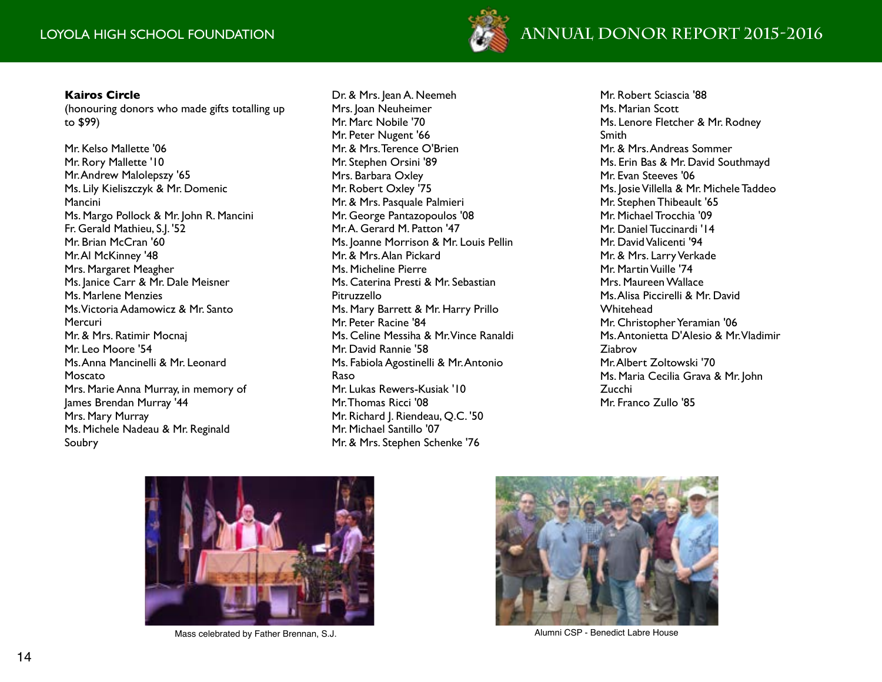**Kairos Circle**
(honouring donors who made gifts totalling up to $99)

Mr. Kelso Mallette '06
Mr. Rory Mallette '10
Mr. Andrew Malolepszy '65
Ms. Lily Kieliszczyk & Mr. Domenic Mancini
Ms. Margo Pollock & Mr. John R. Mancini
Fr. Gerald Mathieu, S.J. '52
Mr. Brian McCran '60
Mr. Al McKinney '48
Mrs. Margaret Meagher
Ms. Janice Carr & Mr. Dale Meisner
Ms. Marlene Menzies
Ms. Victoria Adamowicz & Mr. Santo Mercuri
Mr. & Mrs. Ratimir Mocnaj
Mr. Leo Moore '54
Ms. Anna Mancinelli & Mr. Leonard Moscato
Mrs. Marie Anna Murray, in memory of James Brendan Murray '44
Mrs. Mary Murray
Ms. Michele Nadeau & Mr. Reginald Soubry
Dr. & Mrs. Jean A. Neemeh
Mrs. Joan Neuheimer
Mr. Marc Nobile '70
Mr. Peter Nugent '66
Mr. & Mrs. Terence O'Brien
Mr. Stephen Orsini '89
Mrs. Barbara Oxley
Mr. Robert Oxley '75
Mr. & Mrs. Pasquale Palmieri
Mr. George Pantazopoulos '08
Mr. A. Gerard M. Patton '47
Ms. Joanne Morrison & Mr. Louis Pellin
Mr. & Mrs. Alan Pickard
Ms. Micheline Pierre
Ms. Caterina Presti & Mr. Sebastian Pitruzzello
Ms. Mary Barrett & Mr. Harry Prillo
Mr. Peter Racine '84
Ms. Celine Messiha & Mr. Vince Ranaldi
Mr. David Rannie '58
Ms. Fabiola Agostinelli & Mr. Antonio Raso
Mr. Lukas Rewers-Kusiak '10
Mr. Thomas Ricci '08
Mr. Richard J. Riendeau, Q.C. '50
Mr. Michael Santillo '07
Mr. & Mrs. Stephen Schenke '76
Mr. Robert Sciascia '88
Ms. Marian Scott
Ms. Lenore Fletcher & Mr. Rodney Smith
Mr. & Mrs. Andreas Sommer
Ms. Erin Bas & Mr. David Southmayd
Mr. Evan Steeves '06
Ms. Josie Villella & Mr. Michele Taddeo
Mr. Stephen Thibeault '65
Mr. Michael Trocchia '09
Mr. Daniel Tuccinardi '14
Mr. David Valicenti '94
Mr. & Mrs. Larry Verkade
Mr. Martin Vuille '74
Mrs. Maureen Wallace
Ms. Alisa Piccirelli & Mr. David Whitehead
Mr. Christopher Yeramian '06
Ms. Antonietta D'Alesio & Mr. Vladimir Ziabrov
Mr. Albert Zoltowski '70
Ms. Maria Cecilia Grava & Mr. John Zucchi
Mr. Franco Zullo '85

Mass celebrated by Father Brennan, S.J.

Alumni CSP - Benedict Labre House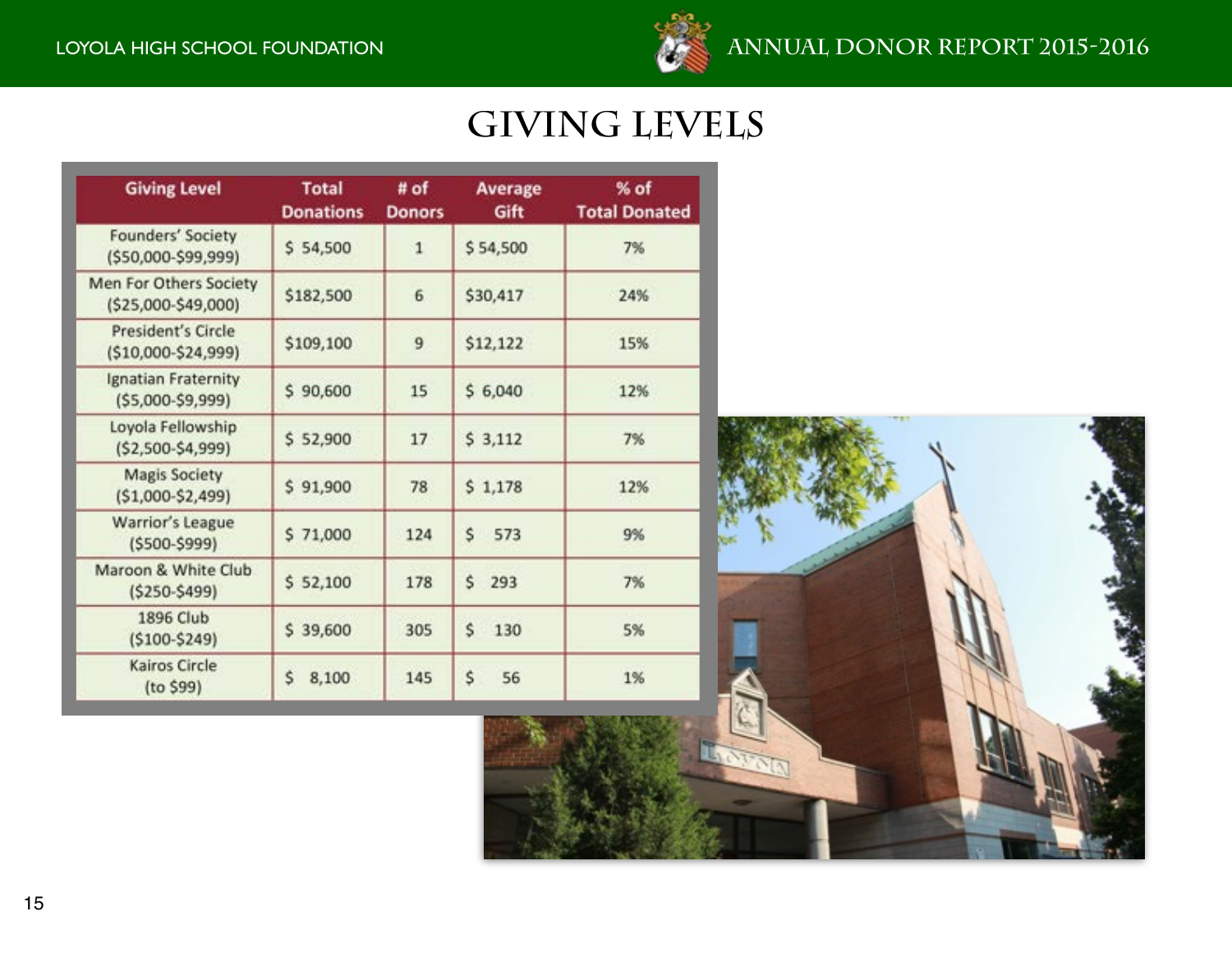# GIVING LEVELS

| Giving Level | Total Donations | # of Donors | Average Gift | % of Total Donated |
|---|---|---|---|---|
| Founders' Society ($50,000-$99,999) | $ 54,500 | 1 | $ 54,500 | 7% |
| Men For Others Society ($25,000-$49,000) | $182,500 | 6 | $30,417 | 24% |
| President's Circle ($10,000-$24,999) | $109,100 | 9 | $12,122 | 15% |
| Ignatian Fraternity ($5,000-$9,999) | $ 90,600 | 15 | $ 6,040 | 12% |
| Loyola Fellowship ($2,500-$4,999) | $ 52,900 | 17 | $ 3,112 | 7% |
| Magis Society ($1,000-$2,499) | $ 91,900 | 78 | $ 1,178 | 12% |
| Warrior's League ($500-$999) | $ 71,000 | 124 | $ 573 | 9% |
| Maroon & White Club ($250-$499) | $ 52,100 | 178 | $ 293 | 7% |
| 1896 Club ($100-$249) | $ 39,600 | 305 | $ 130 | 5% |
| Kairos Circle (to $99) | $ 8,100 | 145 | $ 56 | 1% |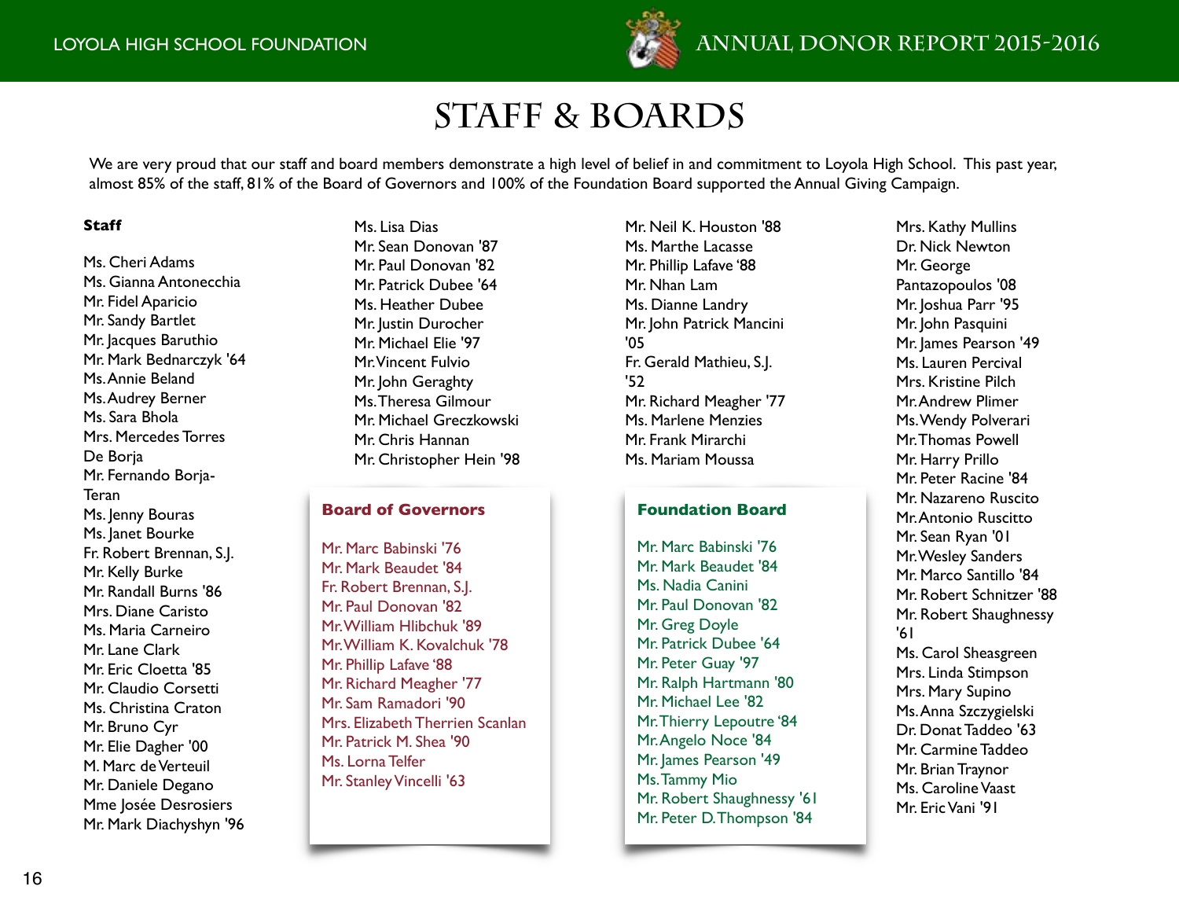# STAFF & BOARDS

We are very proud that our staff and board members demonstrate a high level of belief in and commitment to Loyola High School. This past year, almost 85% of the staff, 81% of the Board of Governors and 100% of the Foundation Board supported the Annual Giving Campaign.

**Staff**

Ms. Cheri Adams
Ms. Gianna Antonecchia
Mr. Fidel Aparicio
Mr. Sandy Bartlet
Mr. Jacques Baruthio
Mr. Mark Bednarczyk '64
Ms. Annie Beland
Ms. Audrey Berner
Ms. Sara Bhola
Mrs. Mercedes Torres De Borja
Mr. Fernando Borja-Teran
Ms. Jenny Bouras
Ms. Janet Bourke
Fr. Robert Brennan, S.J.
Mr. Kelly Burke
Mr. Randall Burns '86
Mrs. Diane Caristo
Ms. Maria Carneiro
Mr. Lane Clark
Mr. Eric Cloetta '85
Mr. Claudio Corsetti
Ms. Christina Craton
Mr. Bruno Cyr
Mr. Elie Dagher '00
M. Marc de Verteuil
Mr. Daniele Degano
Mme Josée Desrosiers
Mr. Mark Diachyshyn '96
Ms. Lisa Dias
Mr. Sean Donovan '87
Mr. Paul Donovan '82
Mr. Patrick Dubee '64
Ms. Heather Dubee
Mr. Justin Durocher
Mr. Michael Elie '97
Mr. Vincent Fulvio
Mr. John Geraghty
Ms. Theresa Gilmour
Mr. Michael Greczkowski
Mr. Chris Hannan
Mr. Christopher Hein '98
Mr. Neil K. Houston '88
Ms. Marthe Lacasse
Mr. Phillip Lafave '88
Mr. Nhan Lam
Ms. Dianne Landry
Mr. John Patrick Mancini '05
Fr. Gerald Mathieu, S.J. '52
Mr. Richard Meagher '77
Ms. Marlene Menzies
Mr. Frank Mirarchi
Ms. Mariam Moussa
Mrs. Kathy Mullins
Dr. Nick Newton
Mr. George Pantazopoulos '08
Mr. Joshua Parr '95
Mr. John Pasquini
Mr. James Pearson '49
Ms. Lauren Percival
Mrs. Kristine Pilch
Mr. Andrew Plimer
Ms. Wendy Polverari
Mr. Thomas Powell
Mr. Harry Prillo
Mr. Peter Racine '84
Mr. Nazareno Ruscito
Mr. Antonio Ruscitto
Mr. Sean Ryan '01
Mr. Wesley Sanders
Mr. Marco Santillo '84
Mr. Robert Schnitzer '88
Mr. Robert Shaughnessy '61
Ms. Carol Sheasgreen
Mrs. Linda Stimpson
Mrs. Mary Supino
Ms. Anna Szczygielski
Dr. Donat Taddeo '63
Mr. Carmine Taddeo
Mr. Brian Traynor
Ms. Caroline Vaast
Mr. Eric Vani '91

**Board of Governors**

Mr. Marc Babinski '76
Mr. Mark Beaudet '84
Fr. Robert Brennan, S.J.
Mr. Paul Donovan '82
Mr. William Hlibchuk '89
Mr. William K. Kovalchuk '78
Mr. Phillip Lafave '88
Mr. Richard Meagher '77
Mr. Sam Ramadori '90
Mrs. Elizabeth Therrien Scanlan
Mr. Patrick M. Shea '90
Ms. Lorna Telfer
Mr. Stanley Vincelli '63

**Foundation Board**

Mr. Marc Babinski '76
Mr. Mark Beaudet '84
Ms. Nadia Canini
Mr. Paul Donovan '82
Mr. Greg Doyle
Mr. Patrick Dubee '64
Mr. Peter Guay '97
Mr. Ralph Hartmann '80
Mr. Michael Lee '82
Mr. Thierry Lepoutre '84
Mr. Angelo Noce '84
Mr. James Pearson '49
Ms. Tammy Mio
Mr. Robert Shaughnessy '61
Mr. Peter D. Thompson '84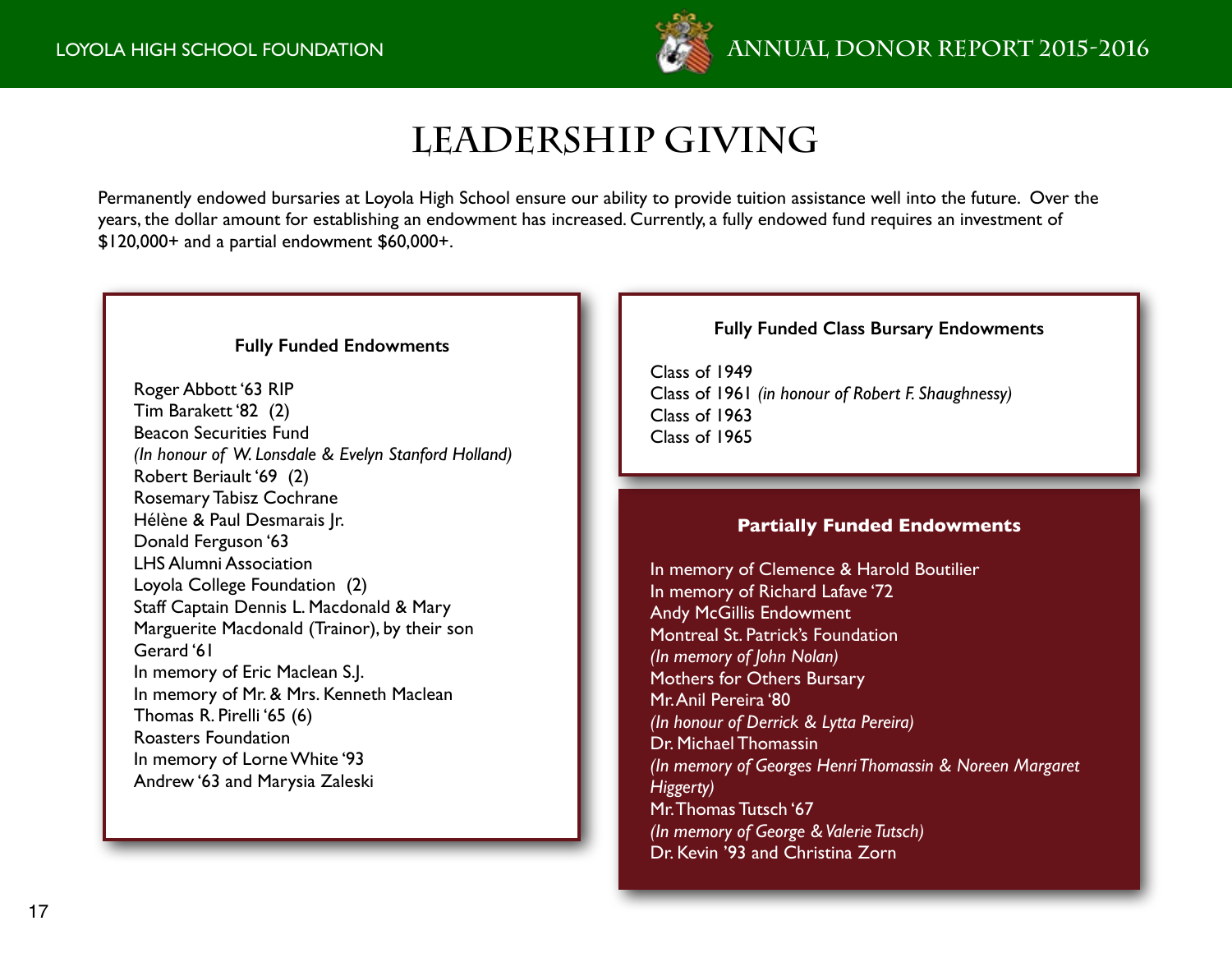# LEADERSHIP GIVING

Permanently endowed bursaries at Loyola High School ensure our ability to provide tuition assistance well into the future. Over the years, the dollar amount for establishing an endowment has increased. Currently, a fully endowed fund requires an investment of $120,000+ and a partial endowment $60,000+.

### Fully Funded Endowments

Roger Abbott '63 RIP
Tim Barakett '82 (2)
Beacon Securities Fund
*(In honour of W. Lonsdale & Evelyn Stanford Holland)*
Robert Beriault '69 (2)
Rosemary Tabisz Cochrane
Hélène & Paul Desmarais Jr.
Donald Ferguson '63
LHS Alumni Association
Loyola College Foundation (2)
Staff Captain Dennis L. Macdonald & Mary Marguerite Macdonald (Trainor), by their son Gerard '61
In memory of Eric Maclean S.J.
In memory of Mr. & Mrs. Kenneth Maclean
Thomas R. Pirelli '65 (6)
Roasters Foundation
In memory of Lorne White '93
Andrew '63 and Marysia Zaleski

### Fully Funded Class Bursary Endowments

Class of 1949
Class of 1961 *(in honour of Robert F. Shaughnessy)*
Class of 1963
Class of 1965

### Partially Funded Endowments

In memory of Clemence & Harold Boutilier
In memory of Richard Lafave '72
Andy McGillis Endowment
Montreal St. Patrick's Foundation
*(In memory of John Nolan)*
Mothers for Others Bursary
Mr. Anil Pereira '80
*(In honour of Derrick & Lytta Pereira)*
Dr. Michael Thomassin
*(In memory of Georges Henri Thomassin & Noreen Margaret Higgerty)*
Mr. Thomas Tutsch '67
*(In memory of George & Valerie Tutsch)*
Dr. Kevin '93 and Christina Zorn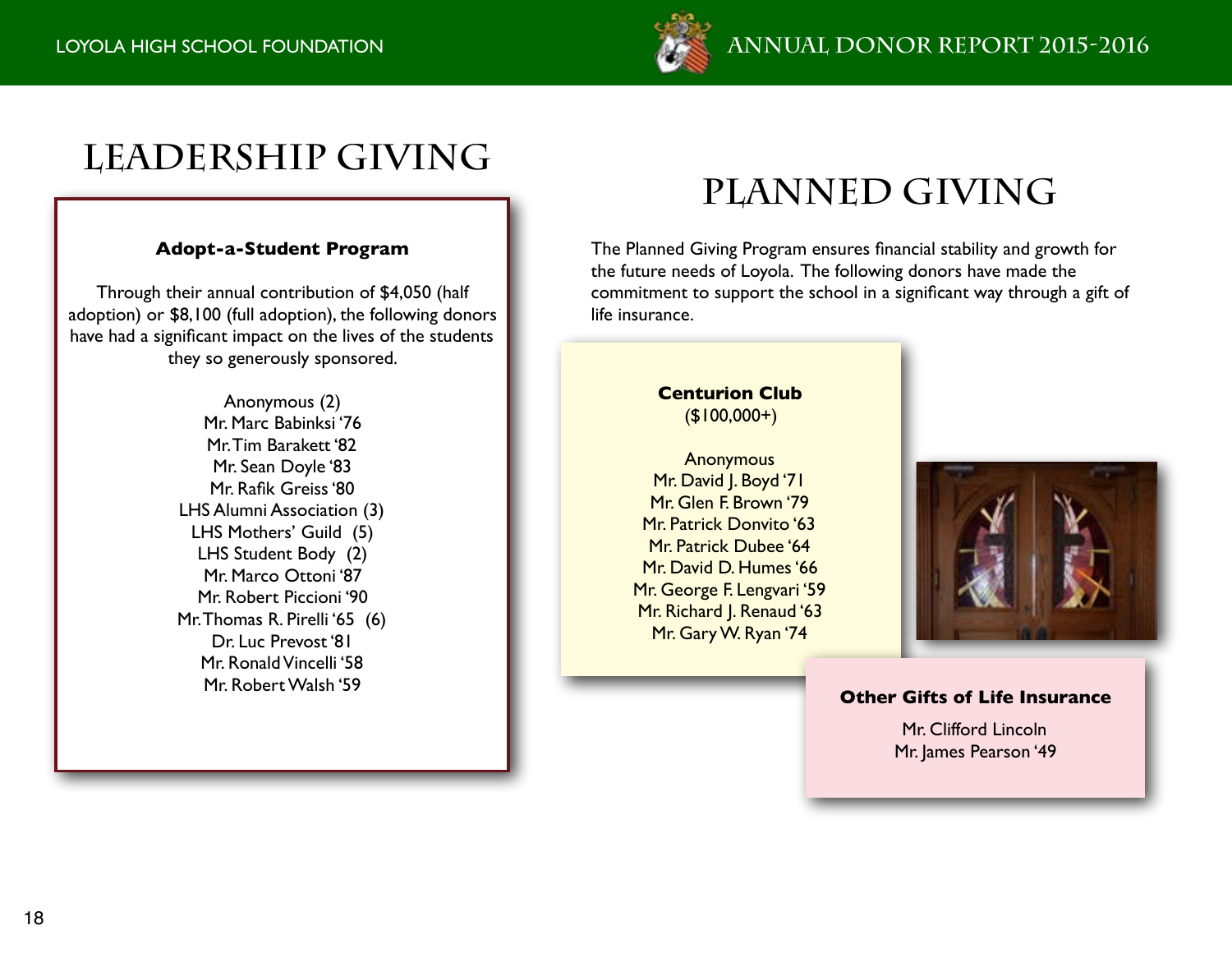# LEADERSHIP GIVING

### Adopt-a-Student Program

Through their annual contribution of $4,050 (half adoption) or $8,100 (full adoption), the following donors have had a significant impact on the lives of the students they so generously sponsored.

Anonymous (2)
Mr. Marc Babinksi '76
Mr. Tim Barakett '82
Mr. Sean Doyle '83
Mr. Rafik Greiss '80
LHS Alumni Association (3)
LHS Mothers' Guild (5)
LHS Student Body (2)
Mr. Marco Ottoni '87
Mr. Robert Piccioni '90
Mr. Thomas R. Pirelli '65 (6)
Dr. Luc Prevost '81
Mr. Ronald Vincelli '58
Mr. Robert Walsh '59

# PLANNED GIVING

The Planned Giving Program ensures financial stability and growth for the future needs of Loyola. The following donors have made the commitment to support the school in a significant way through a gift of life insurance.

### Centurion Club
($100,000+)

Anonymous
Mr. David J. Boyd '71
Mr. Glen F. Brown '79
Mr. Patrick Donvito '63
Mr. Patrick Dubee '64
Mr. David D. Humes '66
Mr. George F. Lengvari '59
Mr. Richard J. Renaud '63
Mr. Gary W. Ryan '74

### Other Gifts of Life Insurance

Mr. Clifford Lincoln
Mr. James Pearson '49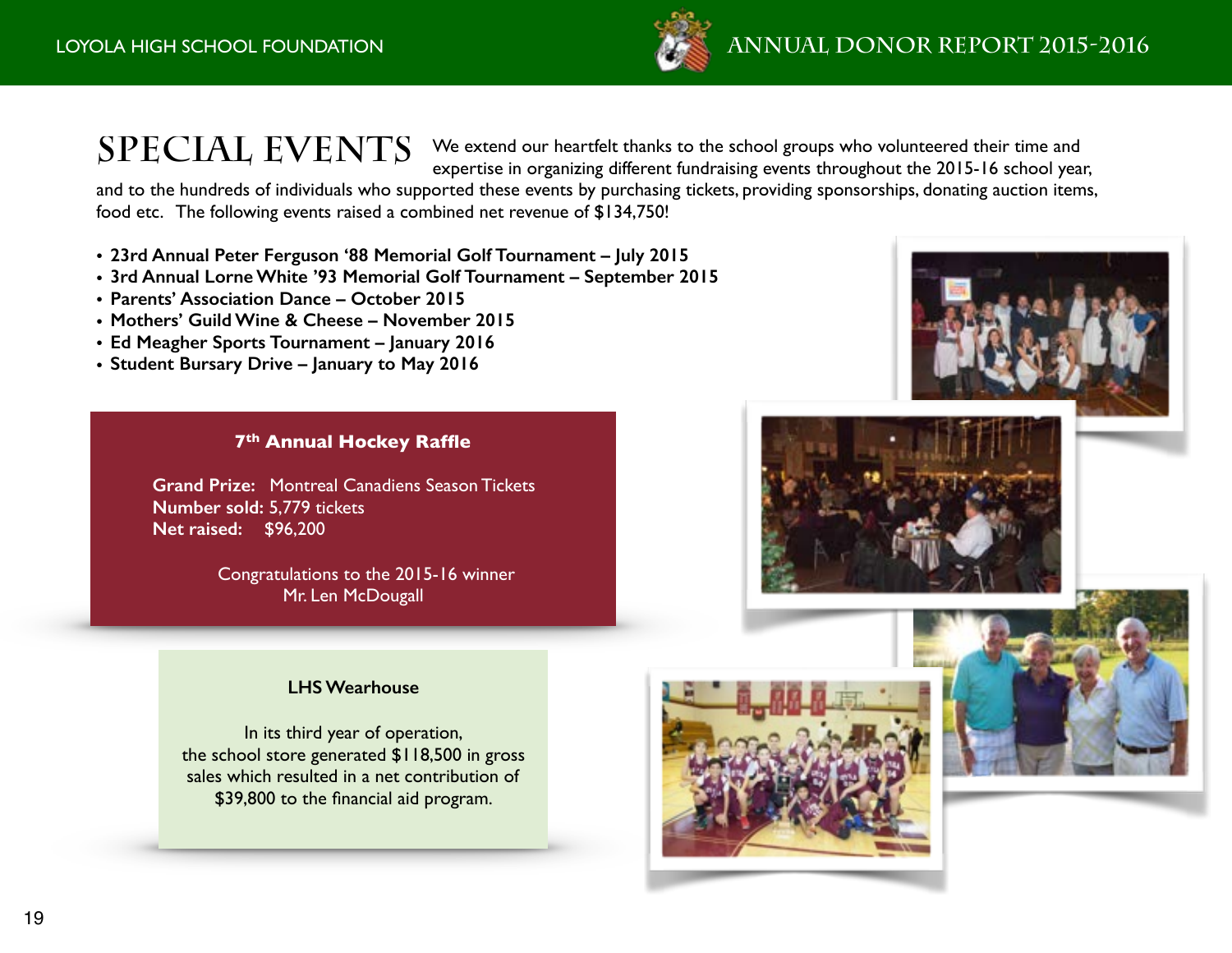# SPECIAL EVENTS

We extend our heartfelt thanks to the school groups who volunteered their time and expertise in organizing different fundraising events throughout the 2015-16 school year, and to the hundreds of individuals who supported these events by purchasing tickets, providing sponsorships, donating auction items, food etc. The following events raised a combined net revenue of $134,750!

- **23rd Annual Peter Ferguson '88 Memorial Golf Tournament – July 2015**
- **3rd Annual Lorne White '93 Memorial Golf Tournament – September 2015**
- **Parents' Association Dance – October 2015**
- **Mothers' Guild Wine & Cheese – November 2015**
- **Ed Meagher Sports Tournament – January 2016**
- **Student Bursary Drive – January to May 2016**

### 7th Annual Hockey Raffle

**Grand Prize:** Montreal Canadiens Season Tickets
**Number sold:** 5,779 tickets
**Net raised:** $96,200

Congratulations to the 2015-16 winner
Mr. Len McDougall

### LHS Wearhouse

In its third year of operation, the school store generated $118,500 in gross sales which resulted in a net contribution of $39,800 to the financial aid program.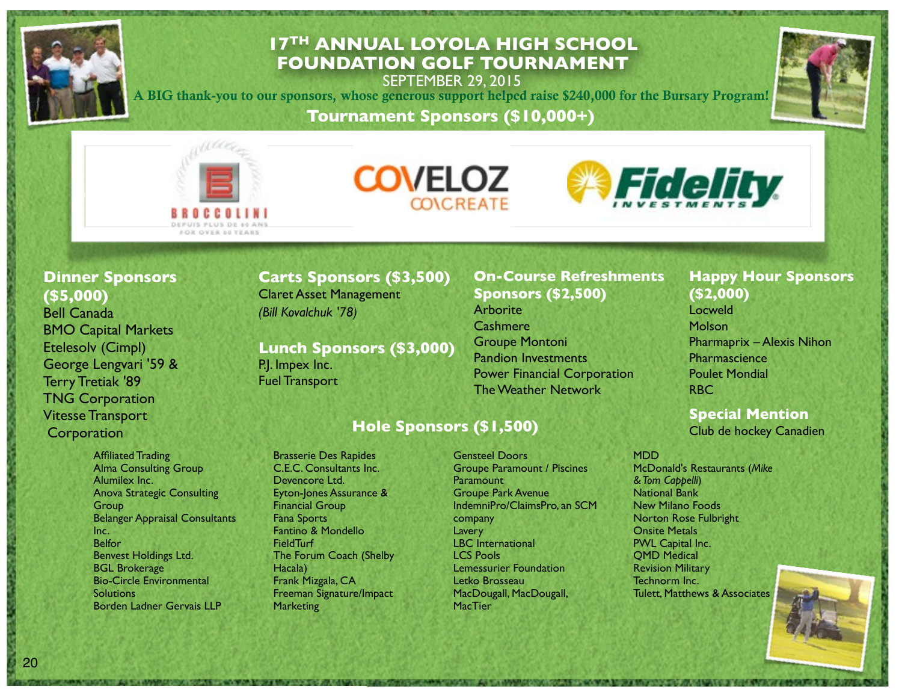# 17TH ANNUAL LOYOLA HIGH SCHOOL FOUNDATION GOLF TOURNAMENT

SEPTEMBER 29, 2015

A BIG thank-you to our sponsors, whose generous support helped raise $240,000 for the Bursary Program!

## Tournament Sponsors ($10,000+)

BROCCOLINI — DEPUIS PLUS DE 60 ANS / FOR OVER 60 YEARS

COVELOZ CO\CREATE

Fidelity INVESTMENTS

## Dinner Sponsors ($5,000)

Bell Canada
BMO Capital Markets
Etelesolv (Cimpl)
George Lengvari '59 & Terry Tretiak '89
TNG Corporation
Vitesse Transport Corporation

## Carts Sponsors ($3,500)

Claret Asset Management
*(Bill Kovalchuk '78)*

## Lunch Sponsors ($3,000)

P.J. Impex Inc.
Fuel Transport

## On-Course Refreshments Sponsors ($2,500)

Arborite
Cashmere
Groupe Montoni
Pandion Investments
Power Financial Corporation
The Weather Network

## Happy Hour Sponsors ($2,000)

Locweld
Molson
Pharmaprix – Alexis Nihon
Pharmascience
Poulet Mondial
RBC

## Special Mention

Club de hockey Canadien

## Hole Sponsors ($1,500)

Affiliated Trading
Alma Consulting Group
Alumilex Inc.
Anova Strategic Consulting Group
Belanger Appraisal Consultants Inc.
Belfor
Benvest Holdings Ltd.
BGL Brokerage
Bio-Circle Environmental Solutions
Borden Ladner Gervais LLP
Brasserie Des Rapides
C.E.C. Consultants Inc.
Devencore Ltd.
Eyton-Jones Assurance & Financial Group
Fana Sports
Fantino & Mondello
FieldTurf
The Forum Coach (Shelby Hacala)
Frank Mizgala, CA
Freeman Signature/Impact Marketing
Gensteel Doors
Groupe Paramount / Piscines Paramount
Groupe Park Avenue
IndemniPro/ClaimsPro, an SCM company
Lavery
LBC International
LCS Pools
Lemessurier Foundation
Letko Brosseau
MacDougall, MacDougall, MacTier
MDD
McDonald's Restaurants (*Mike & Tom Cappelli*)
National Bank
New Milano Foods
Norton Rose Fulbright
Onsite Metals
PWL Capital Inc.
QMD Medical
Revision Military
Technorm Inc.
Tulett, Matthews & Associates